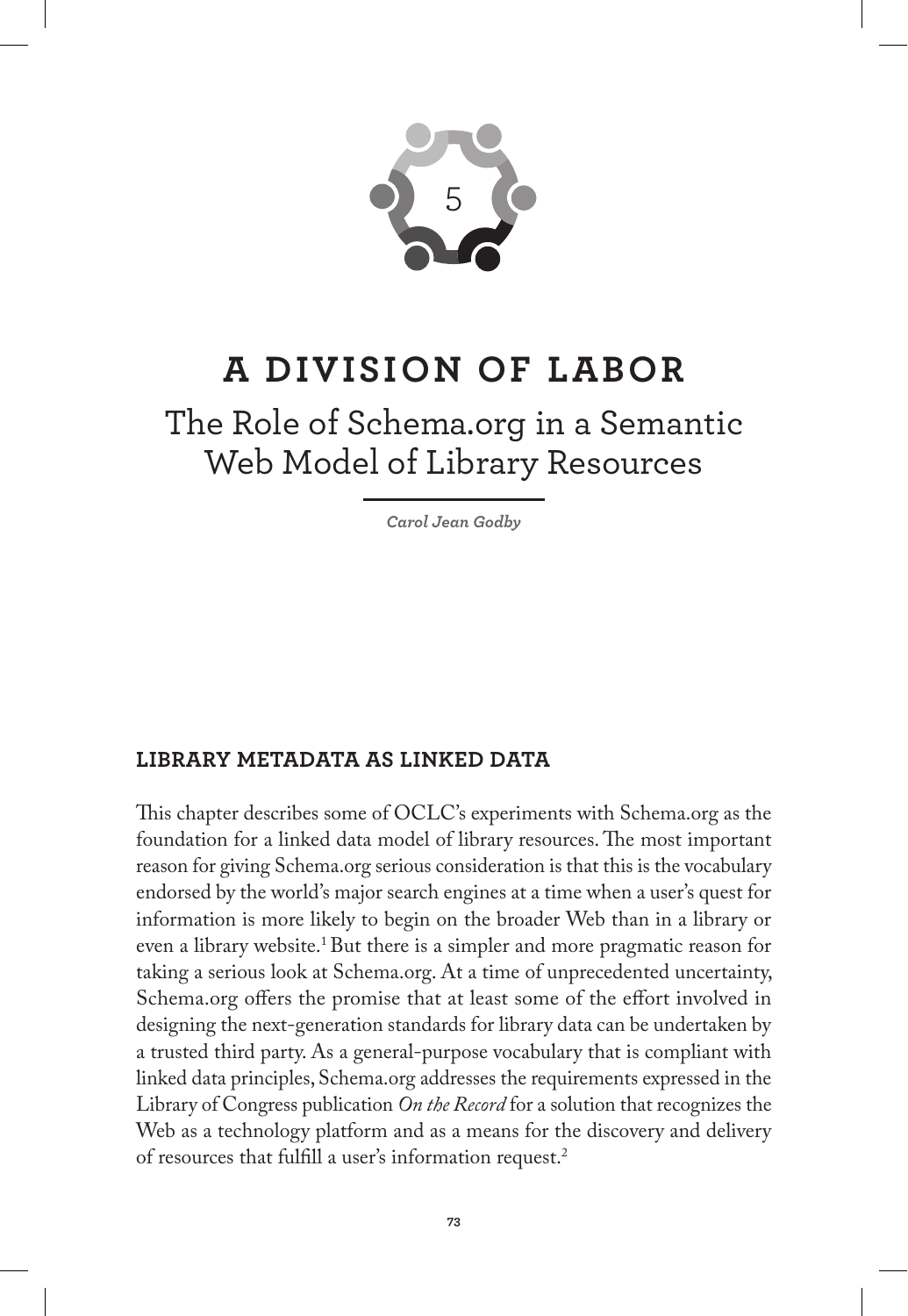5

# A DIVISION OF LABOR

## The Role of Schema.org in a Semantic Web Model of Library Resources

***Carol Jean Godby***

### LIBRARY METADATA AS LINKED DATA

This chapter describes some of OCLC's experiments with Schema.org as the foundation for a linked data model of library resources. The most important reason for giving Schema.org serious consideration is that this is the vocabulary endorsed by the world's major search engines at a time when a user's quest for information is more likely to begin on the broader Web than in a library or even a library website.[1] But there is a simpler and more pragmatic reason for taking a serious look at Schema.org. At a time of unprecedented uncertainty, Schema.org offers the promise that at least some of the effort involved in designing the next-generation standards for library data can be undertaken by a trusted third party. As a general-purpose vocabulary that is compliant with linked data principles, Schema.org addresses the requirements expressed in the Library of Congress publication *On the Record* for a solution that recognizes the Web as a technology platform and as a means for the discovery and delivery of resources that fulfill a user's information request.[2]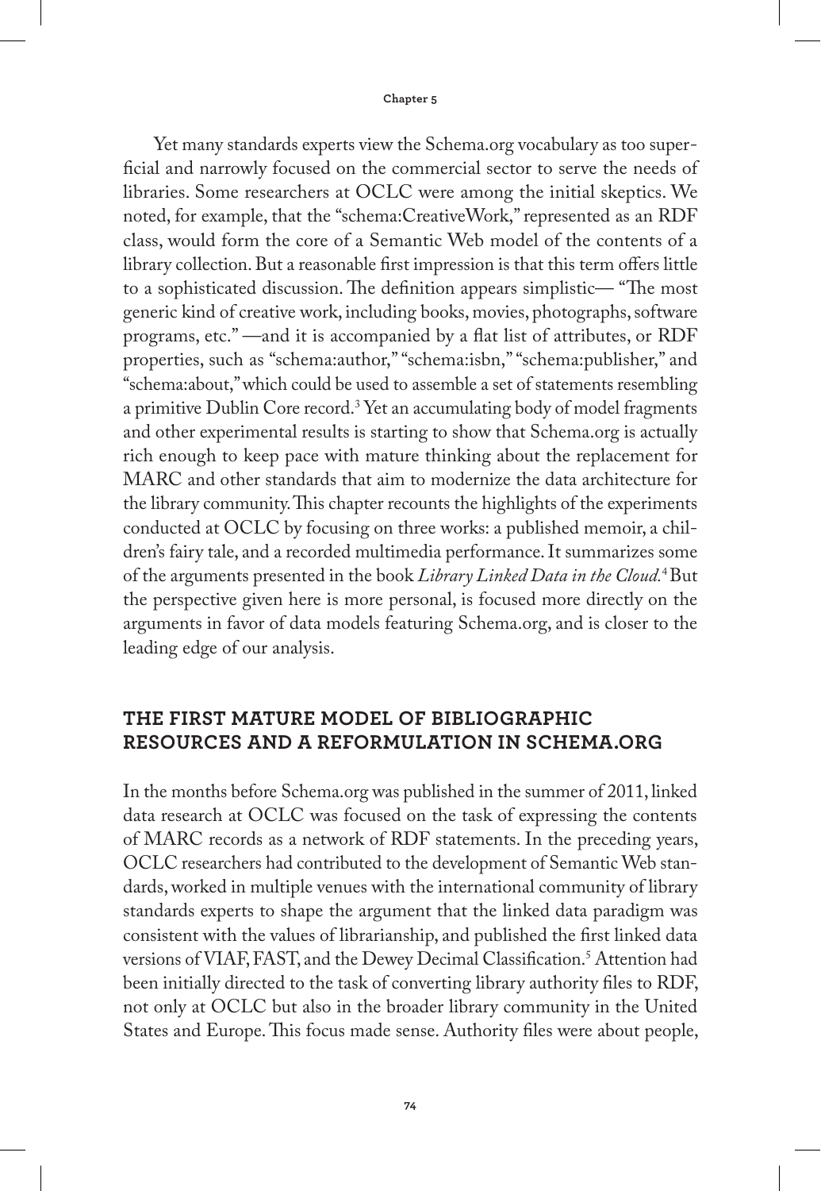Yet many standards experts view the Schema.org vocabulary as too superficial and narrowly focused on the commercial sector to serve the needs of libraries. Some researchers at OCLC were among the initial skeptics. We noted, for example, that the "schema:CreativeWork," represented as an RDF class, would form the core of a Semantic Web model of the contents of a library collection. But a reasonable first impression is that this term offers little to a sophisticated discussion. The definition appears simplistic— "The most generic kind of creative work, including books, movies, photographs, software programs, etc." —and it is accompanied by a flat list of attributes, or RDF properties, such as "schema:author," "schema:isbn," "schema:publisher," and "schema:about," which could be used to assemble a set of statements resembling a primitive Dublin Core record.[3] Yet an accumulating body of model fragments and other experimental results is starting to show that Schema.org is actually rich enough to keep pace with mature thinking about the replacement for MARC and other standards that aim to modernize the data architecture for the library community. This chapter recounts the highlights of the experiments conducted at OCLC by focusing on three works: a published memoir, a children's fairy tale, and a recorded multimedia performance. It summarizes some of the arguments presented in the book *Library Linked Data in the Cloud.*[4] But the perspective given here is more personal, is focused more directly on the arguments in favor of data models featuring Schema.org, and is closer to the leading edge of our analysis.

## THE FIRST MATURE MODEL OF BIBLIOGRAPHIC RESOURCES AND A REFORMULATION IN SCHEMA.ORG

In the months before Schema.org was published in the summer of 2011, linked data research at OCLC was focused on the task of expressing the contents of MARC records as a network of RDF statements. In the preceding years, OCLC researchers had contributed to the development of Semantic Web standards, worked in multiple venues with the international community of library standards experts to shape the argument that the linked data paradigm was consistent with the values of librarianship, and published the first linked data versions of VIAF, FAST, and the Dewey Decimal Classification.[5] Attention had been initially directed to the task of converting library authority files to RDF, not only at OCLC but also in the broader library community in the United States and Europe. This focus made sense. Authority files were about people,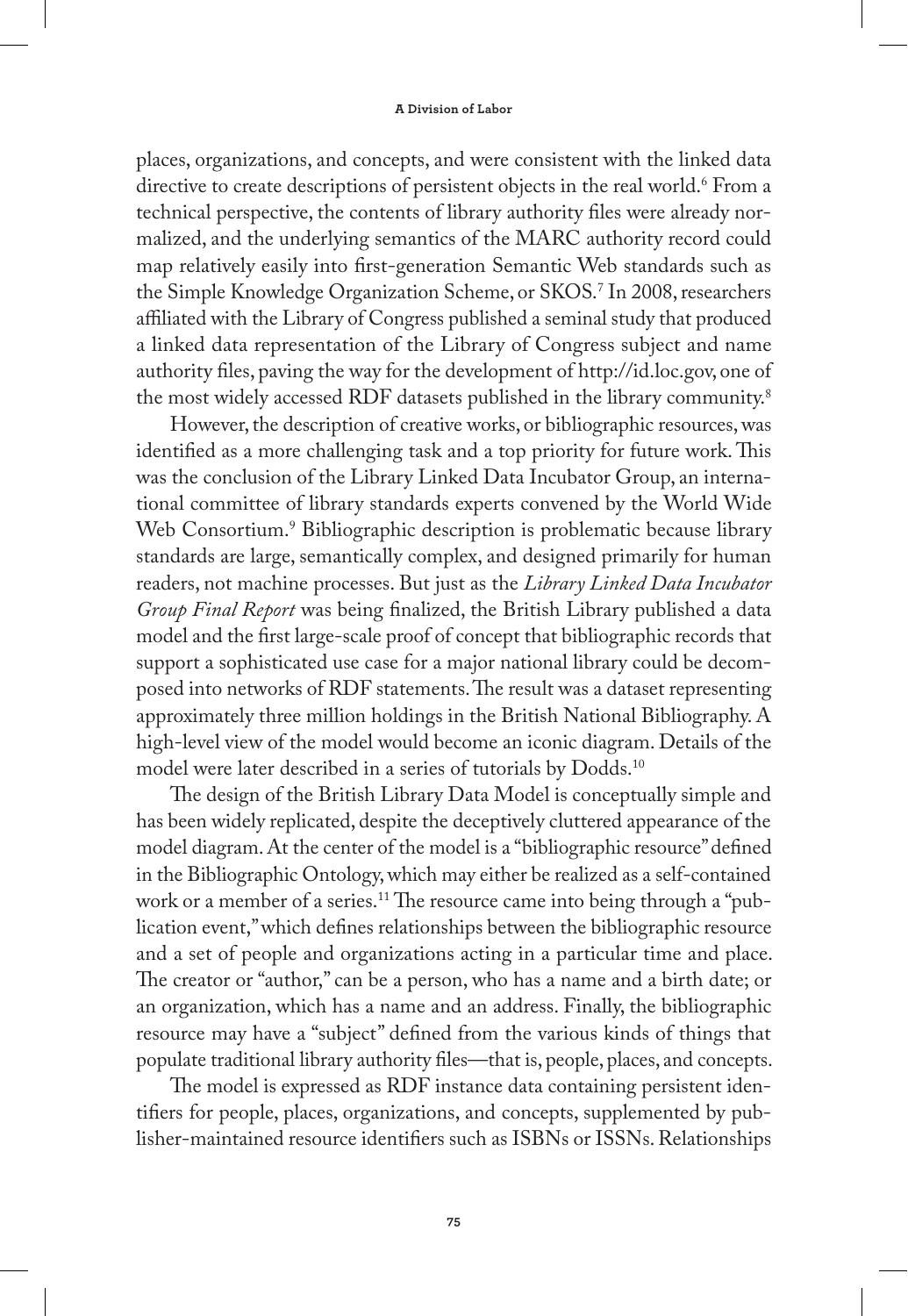places, organizations, and concepts, and were consistent with the linked data directive to create descriptions of persistent objects in the real world.[6] From a technical perspective, the contents of library authority files were already normalized, and the underlying semantics of the MARC authority record could map relatively easily into first-generation Semantic Web standards such as the Simple Knowledge Organization Scheme, or SKOS.[7] In 2008, researchers affiliated with the Library of Congress published a seminal study that produced a linked data representation of the Library of Congress subject and name authority files, paving the way for the development of http://id.loc.gov, one of the most widely accessed RDF datasets published in the library community.[8]

However, the description of creative works, or bibliographic resources, was identified as a more challenging task and a top priority for future work. This was the conclusion of the Library Linked Data Incubator Group, an international committee of library standards experts convened by the World Wide Web Consortium.[9] Bibliographic description is problematic because library standards are large, semantically complex, and designed primarily for human readers, not machine processes. But just as the *Library Linked Data Incubator Group Final Report* was being finalized, the British Library published a data model and the first large-scale proof of concept that bibliographic records that support a sophisticated use case for a major national library could be decomposed into networks of RDF statements. The result was a dataset representing approximately three million holdings in the British National Bibliography. A high-level view of the model would become an iconic diagram. Details of the model were later described in a series of tutorials by Dodds.[10]

The design of the British Library Data Model is conceptually simple and has been widely replicated, despite the deceptively cluttered appearance of the model diagram. At the center of the model is a "bibliographic resource" defined in the Bibliographic Ontology, which may either be realized as a self-contained work or a member of a series.[11] The resource came into being through a "publication event," which defines relationships between the bibliographic resource and a set of people and organizations acting in a particular time and place. The creator or "author," can be a person, who has a name and a birth date; or an organization, which has a name and an address. Finally, the bibliographic resource may have a "subject" defined from the various kinds of things that populate traditional library authority files—that is, people, places, and concepts.

The model is expressed as RDF instance data containing persistent identifiers for people, places, organizations, and concepts, supplemented by publisher-maintained resource identifiers such as ISBNs or ISSNs. Relationships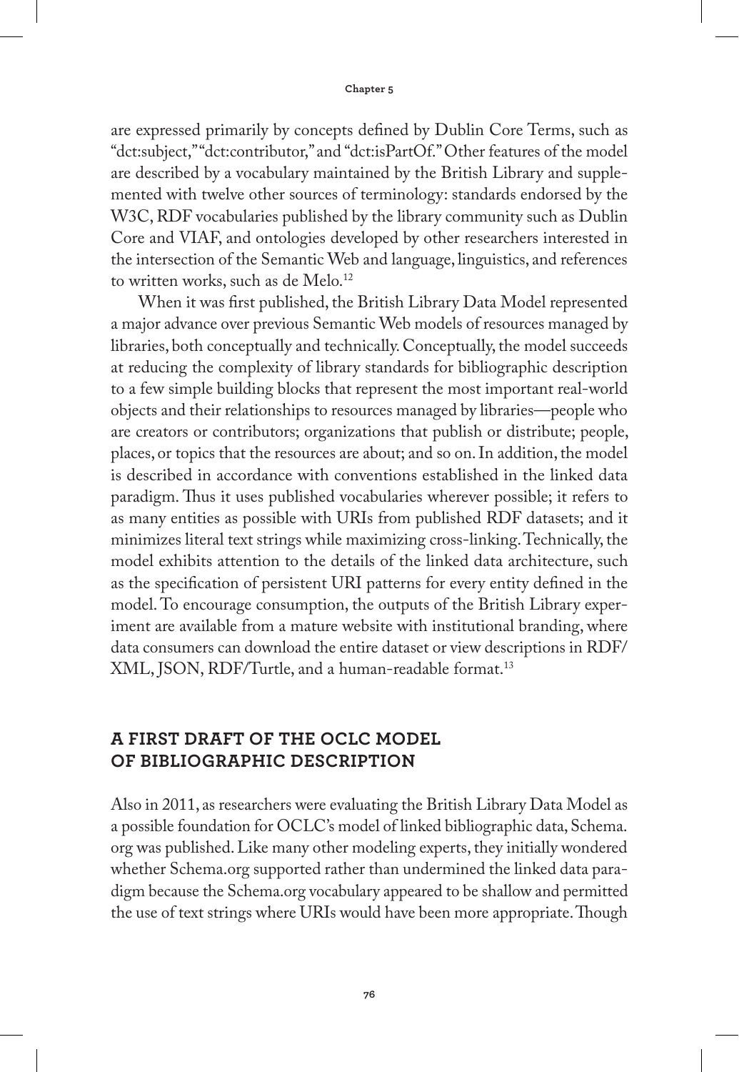are expressed primarily by concepts defined by Dublin Core Terms, such as "dct:subject," "dct:contributor," and "dct:isPartOf." Other features of the model are described by a vocabulary maintained by the British Library and supplemented with twelve other sources of terminology: standards endorsed by the W3C, RDF vocabularies published by the library community such as Dublin Core and VIAF, and ontologies developed by other researchers interested in the intersection of the Semantic Web and language, linguistics, and references to written works, such as de Melo.[12]

When it was first published, the British Library Data Model represented a major advance over previous Semantic Web models of resources managed by libraries, both conceptually and technically. Conceptually, the model succeeds at reducing the complexity of library standards for bibliographic description to a few simple building blocks that represent the most important real-world objects and their relationships to resources managed by libraries—people who are creators or contributors; organizations that publish or distribute; people, places, or topics that the resources are about; and so on. In addition, the model is described in accordance with conventions established in the linked data paradigm. Thus it uses published vocabularies wherever possible; it refers to as many entities as possible with URIs from published RDF datasets; and it minimizes literal text strings while maximizing cross-linking. Technically, the model exhibits attention to the details of the linked data architecture, such as the specification of persistent URI patterns for every entity defined in the model. To encourage consumption, the outputs of the British Library experiment are available from a mature website with institutional branding, where data consumers can download the entire dataset or view descriptions in RDF/XML, JSON, RDF/Turtle, and a human-readable format.[13]

## A FIRST DRAFT OF THE OCLC MODEL OF BIBLIOGRAPHIC DESCRIPTION

Also in 2011, as researchers were evaluating the British Library Data Model as a possible foundation for OCLC's model of linked bibliographic data, Schema.org was published. Like many other modeling experts, they initially wondered whether Schema.org supported rather than undermined the linked data paradigm because the Schema.org vocabulary appeared to be shallow and permitted the use of text strings where URIs would have been more appropriate. Though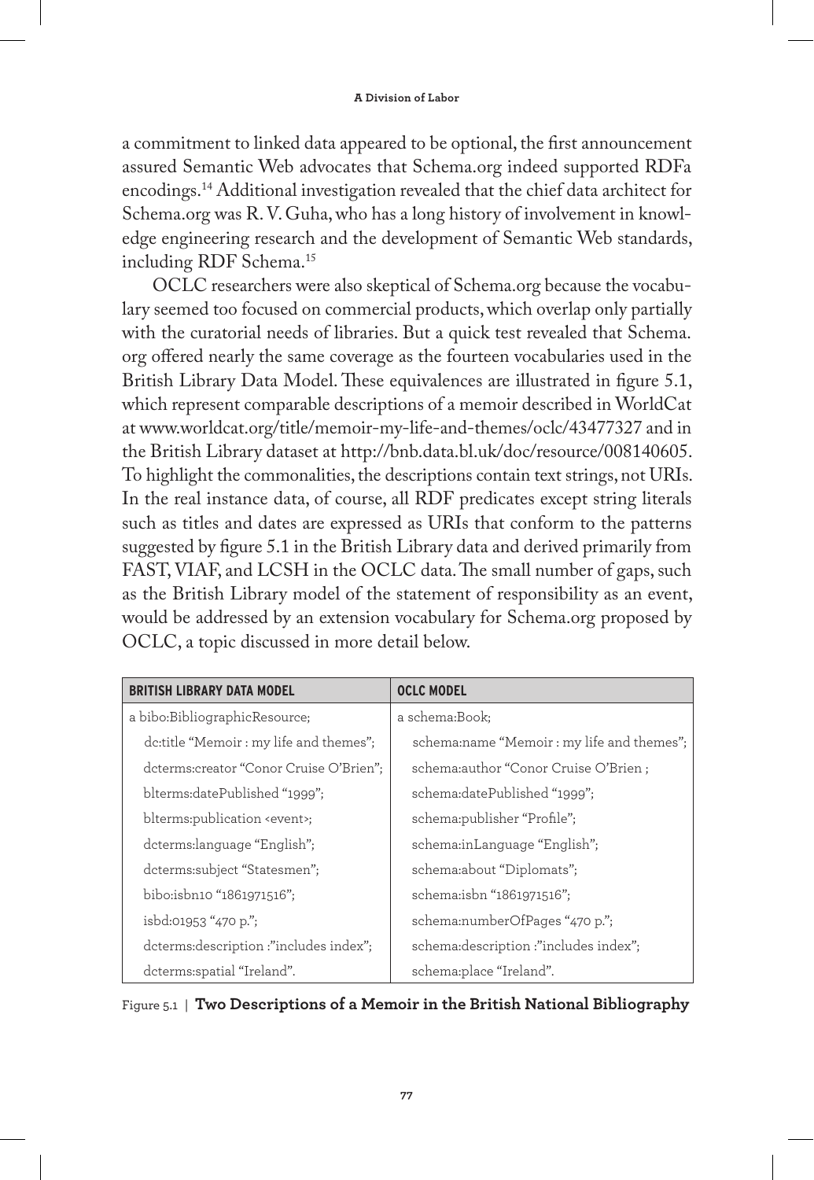a commitment to linked data appeared to be optional, the first announcement assured Semantic Web advocates that Schema.org indeed supported RDFa encodings.[14] Additional investigation revealed that the chief data architect for Schema.org was R. V. Guha, who has a long history of involvement in knowledge engineering research and the development of Semantic Web standards, including RDF Schema.[15]

OCLC researchers were also skeptical of Schema.org because the vocabulary seemed too focused on commercial products, which overlap only partially with the curatorial needs of libraries. But a quick test revealed that Schema.org offered nearly the same coverage as the fourteen vocabularies used in the British Library Data Model. These equivalences are illustrated in figure 5.1, which represent comparable descriptions of a memoir described in WorldCat at www.worldcat.org/title/memoir-my-life-and-themes/oclc/43477327 and in the British Library dataset at http://bnb.data.bl.uk/doc/resource/008140605. To highlight the commonalities, the descriptions contain text strings, not URIs. In the real instance data, of course, all RDF predicates except string literals such as titles and dates are expressed as URIs that conform to the patterns suggested by figure 5.1 in the British Library data and derived primarily from FAST, VIAF, and LCSH in the OCLC data. The small number of gaps, such as the British Library model of the statement of responsibility as an event, would be addressed by an extension vocabulary for Schema.org proposed by OCLC, a topic discussed in more detail below.

| BRITISH LIBRARY DATA MODEL | OCLC MODEL |
|---|---|
| a bibo:BibliographicResource; | a schema:Book; |
| dc:title "Memoir : my life and themes"; | schema:name "Memoir : my life and themes"; |
| dcterms:creator "Conor Cruise O'Brien"; | schema:author "Conor Cruise O'Brien ; |
| blterms:datePublished "1999"; | schema:datePublished "1999"; |
| blterms:publication <event>; | schema:publisher "Profile"; |
| dcterms:language "English"; | schema:inLanguage "English"; |
| dcterms:subject "Statesmen"; | schema:about "Diplomats"; |
| bibo:isbn10 "1861971516"; | schema:isbn "1861971516"; |
| isbd:01953 "470 p."; | schema:numberOfPages "470 p."; |
| dcterms:description :"includes index"; | schema:description :"includes index"; |
| dcterms:spatial "Ireland". | schema:place "Ireland". |

Figure 5.1 | **Two Descriptions of a Memoir in the British National Bibliography**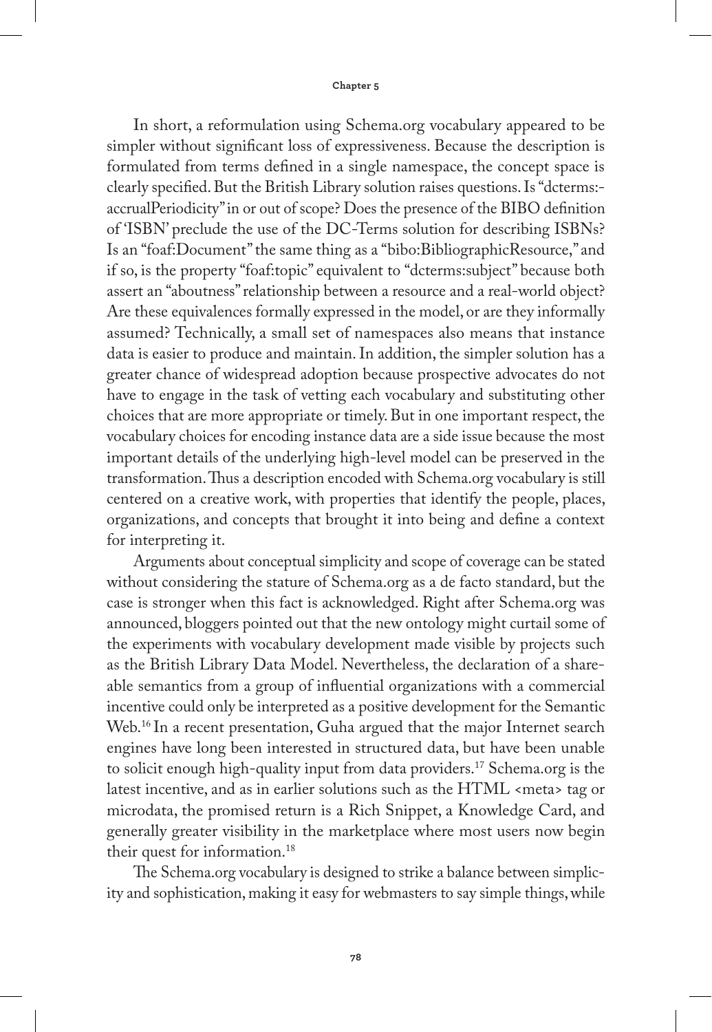In short, a reformulation using Schema.org vocabulary appeared to be simpler without significant loss of expressiveness. Because the description is formulated from terms defined in a single namespace, the concept space is clearly specified. But the British Library solution raises questions. Is "dcterms:accrualPeriodicity" in or out of scope? Does the presence of the BIBO definition of 'ISBN' preclude the use of the DC-Terms solution for describing ISBNs? Is an "foaf:Document" the same thing as a "bibo:BibliographicResource," and if so, is the property "foaf:topic" equivalent to "dcterms:subject" because both assert an "aboutness" relationship between a resource and a real-world object? Are these equivalences formally expressed in the model, or are they informally assumed? Technically, a small set of namespaces also means that instance data is easier to produce and maintain. In addition, the simpler solution has a greater chance of widespread adoption because prospective advocates do not have to engage in the task of vetting each vocabulary and substituting other choices that are more appropriate or timely. But in one important respect, the vocabulary choices for encoding instance data are a side issue because the most important details of the underlying high-level model can be preserved in the transformation. Thus a description encoded with Schema.org vocabulary is still centered on a creative work, with properties that identify the people, places, organizations, and concepts that brought it into being and define a context for interpreting it.

Arguments about conceptual simplicity and scope of coverage can be stated without considering the stature of Schema.org as a de facto standard, but the case is stronger when this fact is acknowledged. Right after Schema.org was announced, bloggers pointed out that the new ontology might curtail some of the experiments with vocabulary development made visible by projects such as the British Library Data Model. Nevertheless, the declaration of a shareable semantics from a group of influential organizations with a commercial incentive could only be interpreted as a positive development for the Semantic Web.[16] In a recent presentation, Guha argued that the major Internet search engines have long been interested in structured data, but have been unable to solicit enough high-quality input from data providers.[17] Schema.org is the latest incentive, and as in earlier solutions such as the HTML <meta> tag or microdata, the promised return is a Rich Snippet, a Knowledge Card, and generally greater visibility in the marketplace where most users now begin their quest for information.[18]

The Schema.org vocabulary is designed to strike a balance between simplicity and sophistication, making it easy for webmasters to say simple things, while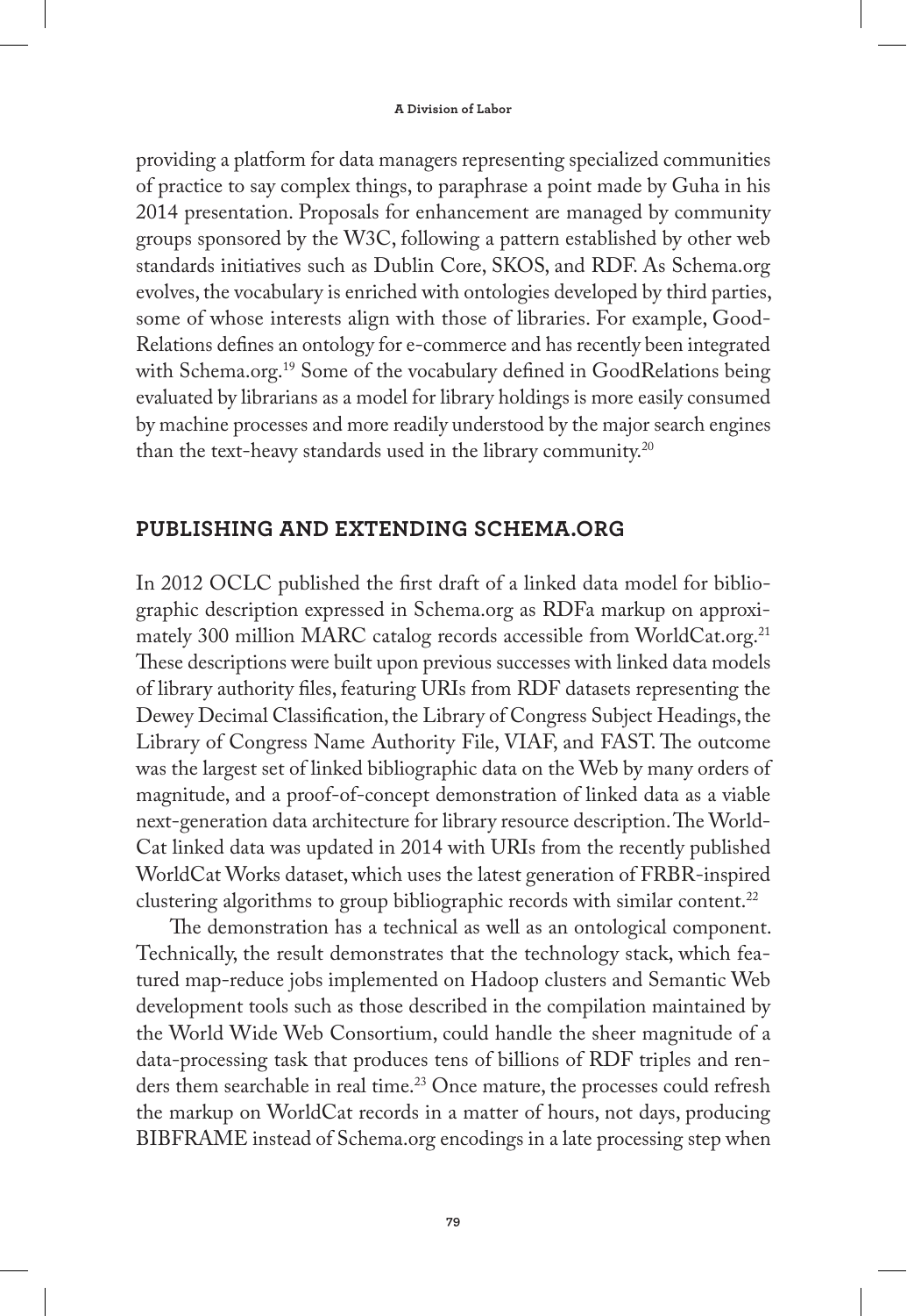providing a platform for data managers representing specialized communities of practice to say complex things, to paraphrase a point made by Guha in his 2014 presentation. Proposals for enhancement are managed by community groups sponsored by the W3C, following a pattern established by other web standards initiatives such as Dublin Core, SKOS, and RDF. As Schema.org evolves, the vocabulary is enriched with ontologies developed by third parties, some of whose interests align with those of libraries. For example, GoodRelations defines an ontology for e-commerce and has recently been integrated with Schema.org.[19] Some of the vocabulary defined in GoodRelations being evaluated by librarians as a model for library holdings is more easily consumed by machine processes and more readily understood by the major search engines than the text-heavy standards used in the library community.[20]

## PUBLISHING AND EXTENDING SCHEMA.ORG

In 2012 OCLC published the first draft of a linked data model for bibliographic description expressed in Schema.org as RDFa markup on approximately 300 million MARC catalog records accessible from WorldCat.org.[21] These descriptions were built upon previous successes with linked data models of library authority files, featuring URIs from RDF datasets representing the Dewey Decimal Classification, the Library of Congress Subject Headings, the Library of Congress Name Authority File, VIAF, and FAST. The outcome was the largest set of linked bibliographic data on the Web by many orders of magnitude, and a proof-of-concept demonstration of linked data as a viable next-generation data architecture for library resource description. The WorldCat linked data was updated in 2014 with URIs from the recently published WorldCat Works dataset, which uses the latest generation of FRBR-inspired clustering algorithms to group bibliographic records with similar content.[22]

The demonstration has a technical as well as an ontological component. Technically, the result demonstrates that the technology stack, which featured map-reduce jobs implemented on Hadoop clusters and Semantic Web development tools such as those described in the compilation maintained by the World Wide Web Consortium, could handle the sheer magnitude of a data-processing task that produces tens of billions of RDF triples and renders them searchable in real time.[23] Once mature, the processes could refresh the markup on WorldCat records in a matter of hours, not days, producing BIBFRAME instead of Schema.org encodings in a late processing step when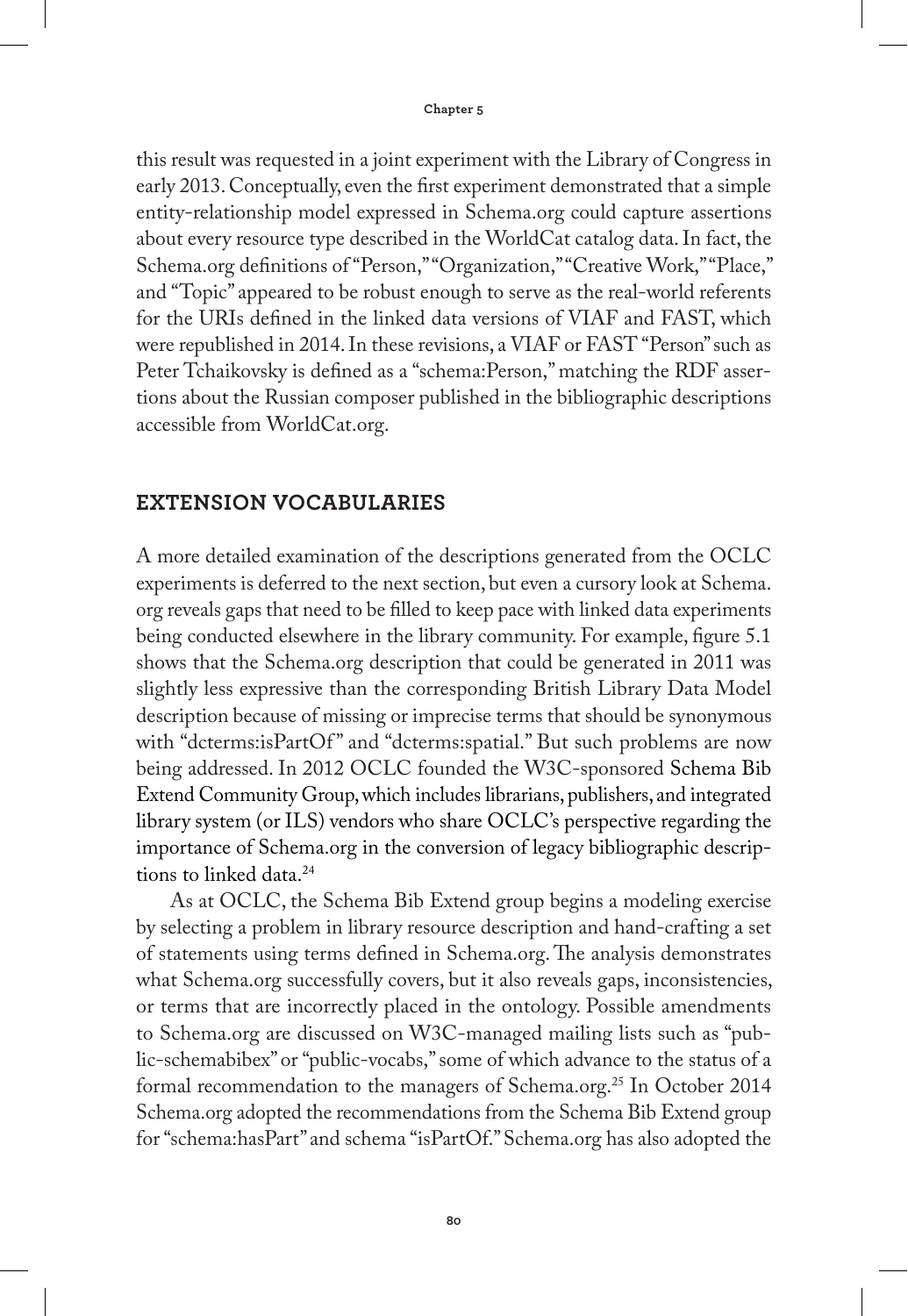this result was requested in a joint experiment with the Library of Congress in early 2013. Conceptually, even the first experiment demonstrated that a simple entity-relationship model expressed in Schema.org could capture assertions about every resource type described in the WorldCat catalog data. In fact, the Schema.org definitions of "Person," "Organization," "Creative Work," "Place," and "Topic" appeared to be robust enough to serve as the real-world referents for the URIs defined in the linked data versions of VIAF and FAST, which were republished in 2014. In these revisions, a VIAF or FAST "Person" such as Peter Tchaikovsky is defined as a "schema:Person," matching the RDF assertions about the Russian composer published in the bibliographic descriptions accessible from WorldCat.org.

## EXTENSION VOCABULARIES

A more detailed examination of the descriptions generated from the OCLC experiments is deferred to the next section, but even a cursory look at Schema.org reveals gaps that need to be filled to keep pace with linked data experiments being conducted elsewhere in the library community. For example, figure 5.1 shows that the Schema.org description that could be generated in 2011 was slightly less expressive than the corresponding British Library Data Model description because of missing or imprecise terms that should be synonymous with "dcterms:isPartOf" and "dcterms:spatial." But such problems are now being addressed. In 2012 OCLC founded the W3C-sponsored Schema Bib Extend Community Group, which includes librarians, publishers, and integrated library system (or ILS) vendors who share OCLC's perspective regarding the importance of Schema.org in the conversion of legacy bibliographic descriptions to linked data.[24]

As at OCLC, the Schema Bib Extend group begins a modeling exercise by selecting a problem in library resource description and hand-crafting a set of statements using terms defined in Schema.org. The analysis demonstrates what Schema.org successfully covers, but it also reveals gaps, inconsistencies, or terms that are incorrectly placed in the ontology. Possible amendments to Schema.org are discussed on W3C-managed mailing lists such as "public-schemabibex" or "public-vocabs," some of which advance to the status of a formal recommendation to the managers of Schema.org.[25] In October 2014 Schema.org adopted the recommendations from the Schema Bib Extend group for "schema:hasPart" and schema "isPartOf." Schema.org has also adopted the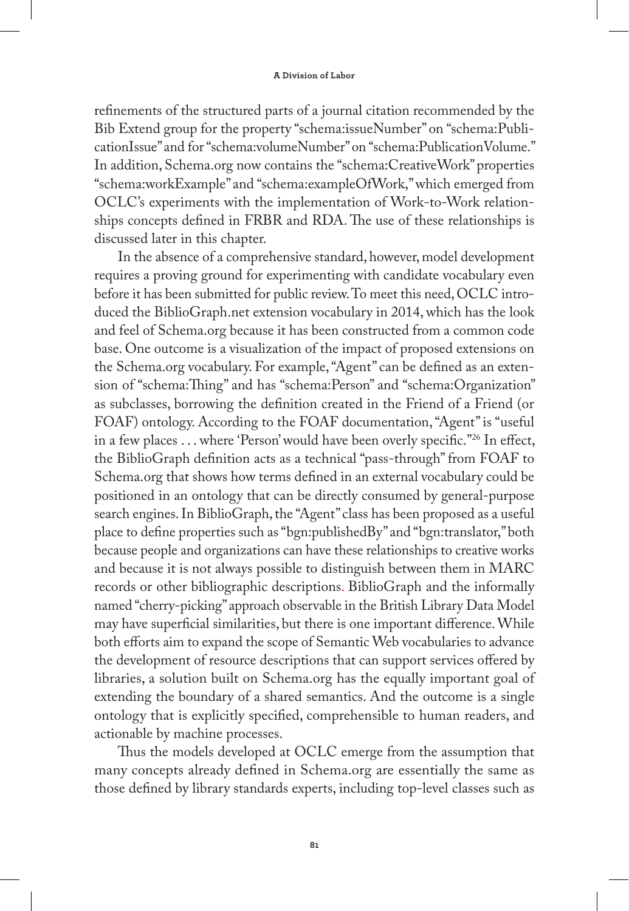refinements of the structured parts of a journal citation recommended by the Bib Extend group for the property "schema:issueNumber" on "schema:PublicationIssue" and for "schema:volumeNumber" on "schema:PublicationVolume." In addition, Schema.org now contains the "schema:CreativeWork" properties "schema:workExample" and "schema:exampleOfWork," which emerged from OCLC's experiments with the implementation of Work-to-Work relationships concepts defined in FRBR and RDA. The use of these relationships is discussed later in this chapter.

In the absence of a comprehensive standard, however, model development requires a proving ground for experimenting with candidate vocabulary even before it has been submitted for public review. To meet this need, OCLC introduced the BiblioGraph.net extension vocabulary in 2014, which has the look and feel of Schema.org because it has been constructed from a common code base. One outcome is a visualization of the impact of proposed extensions on the Schema.org vocabulary. For example, "Agent" can be defined as an extension of "schema:Thing" and has "schema:Person" and "schema:Organization" as subclasses, borrowing the definition created in the Friend of a Friend (or FOAF) ontology. According to the FOAF documentation, "Agent" is "useful in a few places . . . where 'Person' would have been overly specific."[26] In effect, the BiblioGraph definition acts as a technical "pass-through" from FOAF to Schema.org that shows how terms defined in an external vocabulary could be positioned in an ontology that can be directly consumed by general-purpose search engines. In BiblioGraph, the "Agent" class has been proposed as a useful place to define properties such as "bgn:publishedBy" and "bgn:translator," both because people and organizations can have these relationships to creative works and because it is not always possible to distinguish between them in MARC records or other bibliographic descriptions. BiblioGraph and the informally named "cherry-picking" approach observable in the British Library Data Model may have superficial similarities, but there is one important difference. While both efforts aim to expand the scope of Semantic Web vocabularies to advance the development of resource descriptions that can support services offered by libraries, a solution built on Schema.org has the equally important goal of extending the boundary of a shared semantics. And the outcome is a single ontology that is explicitly specified, comprehensible to human readers, and actionable by machine processes.

Thus the models developed at OCLC emerge from the assumption that many concepts already defined in Schema.org are essentially the same as those defined by library standards experts, including top-level classes such as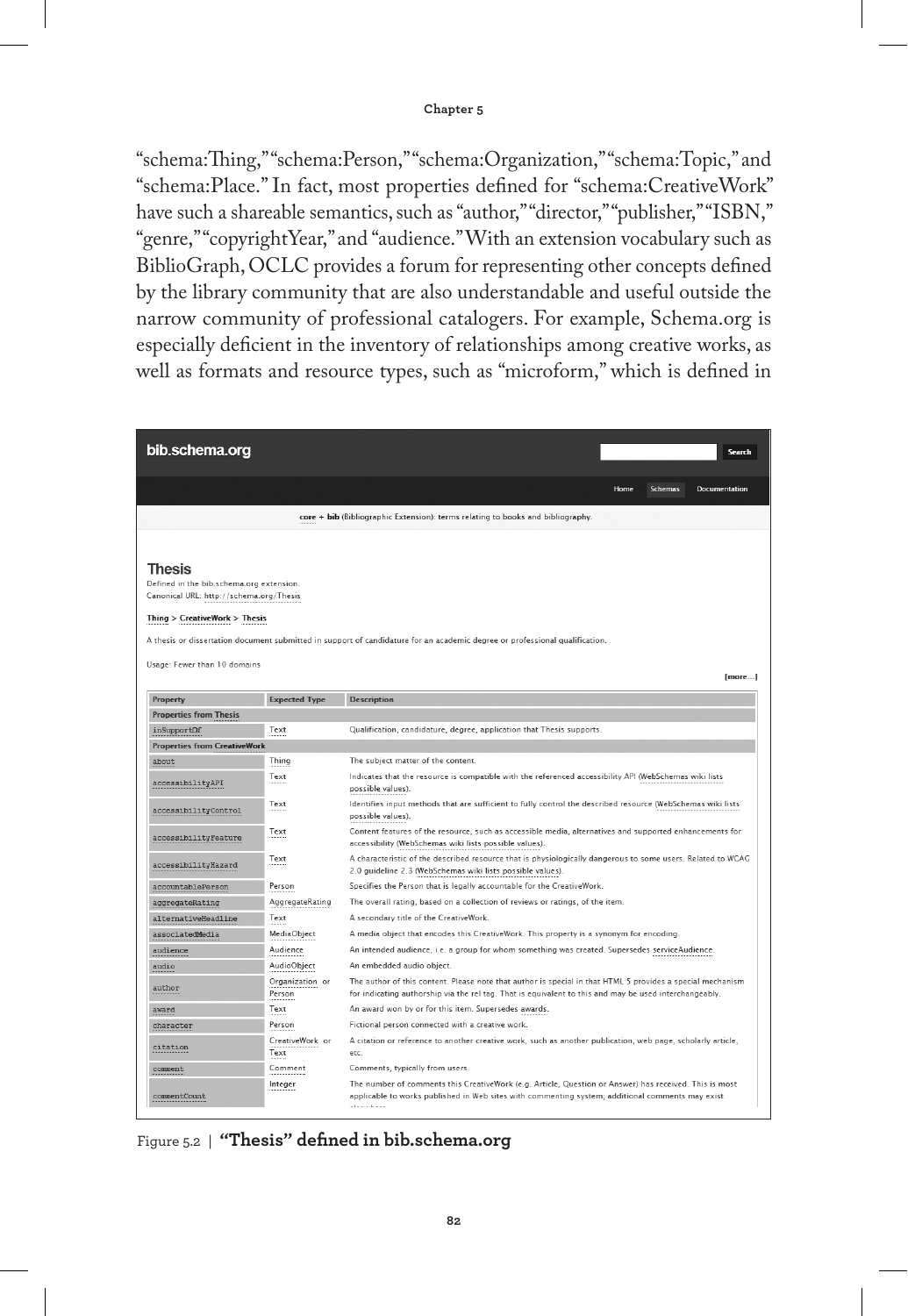"schema:Thing," "schema:Person," "schema:Organization," "schema:Topic," and "schema:Place." In fact, most properties defined for "schema:CreativeWork" have such a shareable semantics, such as "author," "director," "publisher," "ISBN," "genre," "copyrightYear," and "audience." With an extension vocabulary such as BiblioGraph, OCLC provides a forum for representing other concepts defined by the library community that are also understandable and useful outside the narrow community of professional catalogers. For example, Schema.org is especially deficient in the inventory of relationships among creative works, as well as formats and resource types, such as "microform," which is defined in

bib.schema.org

Search

Home Schemas Documentation

core + bib (Bibliographic Extension): terms relating to books and bibliography.

## Thesis

Defined in the bib.schema.org extension.
Canonical URL: http://schema.org/Thesis

Thing > CreativeWork > Thesis

A thesis or dissertation document submitted in support of candidature for an academic degree or professional qualification.

Usage: Fewer than 10 domains

[more...]

| Property | Expected Type | Description |
|---|---|---|
| **Properties from Thesis** | | |
| inSupportOf | Text | Qualification, candidature, degree, application that Thesis supports. |
| **Properties from CreativeWork** | | |
| about | Thing | The subject matter of the content. |
| accessibilityAPI | Text | Indicates that the resource is compatible with the referenced accessibility API (WebSchemas wiki lists possible values). |
| accessibilityControl | Text | Identifies input methods that are sufficient to fully control the described resource (WebSchemas wiki lists possible values). |
| accessibilityFeature | Text | Content features of the resource, such as accessible media, alternatives and supported enhancements for accessibility (WebSchemas wiki lists possible values). |
| accessibilityHazard | Text | A characteristic of the described resource that is physiologically dangerous to some users. Related to WCAG 2.0 guideline 2.3 (WebSchemas wiki lists possible values). |
| accountablePerson | Person | Specifies the Person that is legally accountable for the CreativeWork. |
| aggregateRating | AggregateRating | The overall rating, based on a collection of reviews or ratings, of the item. |
| alternativeHeadline | Text | A secondary title of the CreativeWork. |
| associatedMedia | MediaObject | A media object that encodes this CreativeWork. This property is a synonym for encoding. |
| audience | Audience | An intended audience, i.e. a group for whom something was created. Supersedes serviceAudience. |
| audio | AudioObject | An embedded audio object. |
| author | Organization or Person | The author of this content. Please note that author is special in that HTML 5 provides a special mechanism for indicating authorship via the rel tag. That is equivalent to this and may be used interchangeably. |
| award | Text | An award won by or for this item. Supersedes awards. |
| character | Person | Fictional person connected with a creative work. |
| citation | CreativeWork or Text | A citation or reference to another creative work, such as another publication, web page, scholarly article, etc. |
| comment | Comment | Comments, typically from users. |
| commentCount | Integer | The number of comments this CreativeWork (e.g. Article, Question or Answer) has received. This is most applicable to works published in Web sites with commenting system; additional comments may exist elsewhere. |

Figure 5.2 | **"Thesis" defined in bib.schema.org**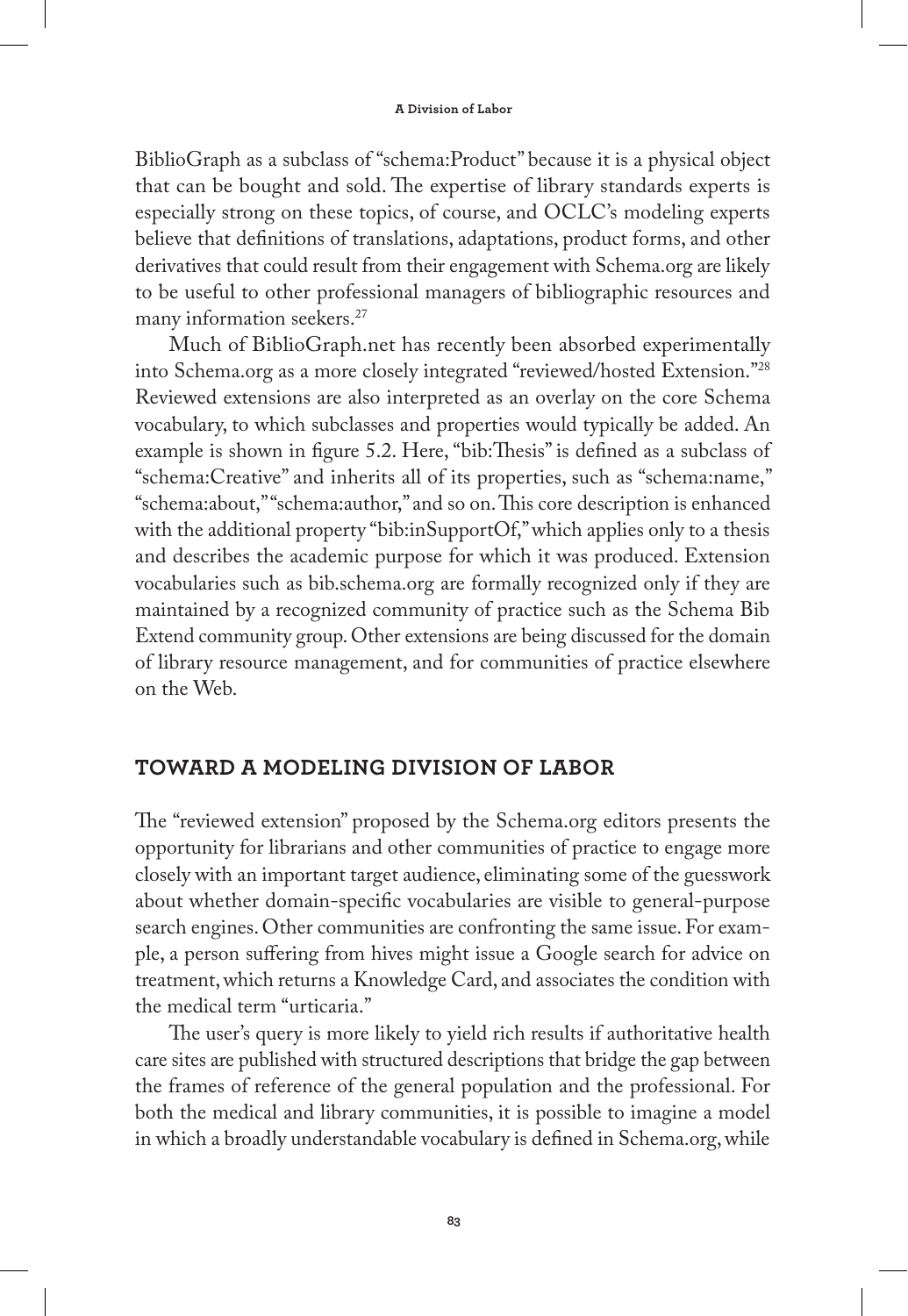BiblioGraph as a subclass of "schema:Product" because it is a physical object that can be bought and sold. The expertise of library standards experts is especially strong on these topics, of course, and OCLC's modeling experts believe that definitions of translations, adaptations, product forms, and other derivatives that could result from their engagement with Schema.org are likely to be useful to other professional managers of bibliographic resources and many information seekers.[27]

Much of BiblioGraph.net has recently been absorbed experimentally into Schema.org as a more closely integrated "reviewed/hosted Extension."[28] Reviewed extensions are also interpreted as an overlay on the core Schema vocabulary, to which subclasses and properties would typically be added. An example is shown in figure 5.2. Here, "bib:Thesis" is defined as a subclass of "schema:Creative" and inherits all of its properties, such as "schema:name," "schema:about," "schema:author," and so on. This core description is enhanced with the additional property "bib:inSupportOf," which applies only to a thesis and describes the academic purpose for which it was produced. Extension vocabularies such as bib.schema.org are formally recognized only if they are maintained by a recognized community of practice such as the Schema Bib Extend community group. Other extensions are being discussed for the domain of library resource management, and for communities of practice elsewhere on the Web.

## TOWARD A MODELING DIVISION OF LABOR

The "reviewed extension" proposed by the Schema.org editors presents the opportunity for librarians and other communities of practice to engage more closely with an important target audience, eliminating some of the guesswork about whether domain-specific vocabularies are visible to general-purpose search engines. Other communities are confronting the same issue. For example, a person suffering from hives might issue a Google search for advice on treatment, which returns a Knowledge Card, and associates the condition with the medical term "urticaria."

The user's query is more likely to yield rich results if authoritative health care sites are published with structured descriptions that bridge the gap between the frames of reference of the general population and the professional. For both the medical and library communities, it is possible to imagine a model in which a broadly understandable vocabulary is defined in Schema.org, while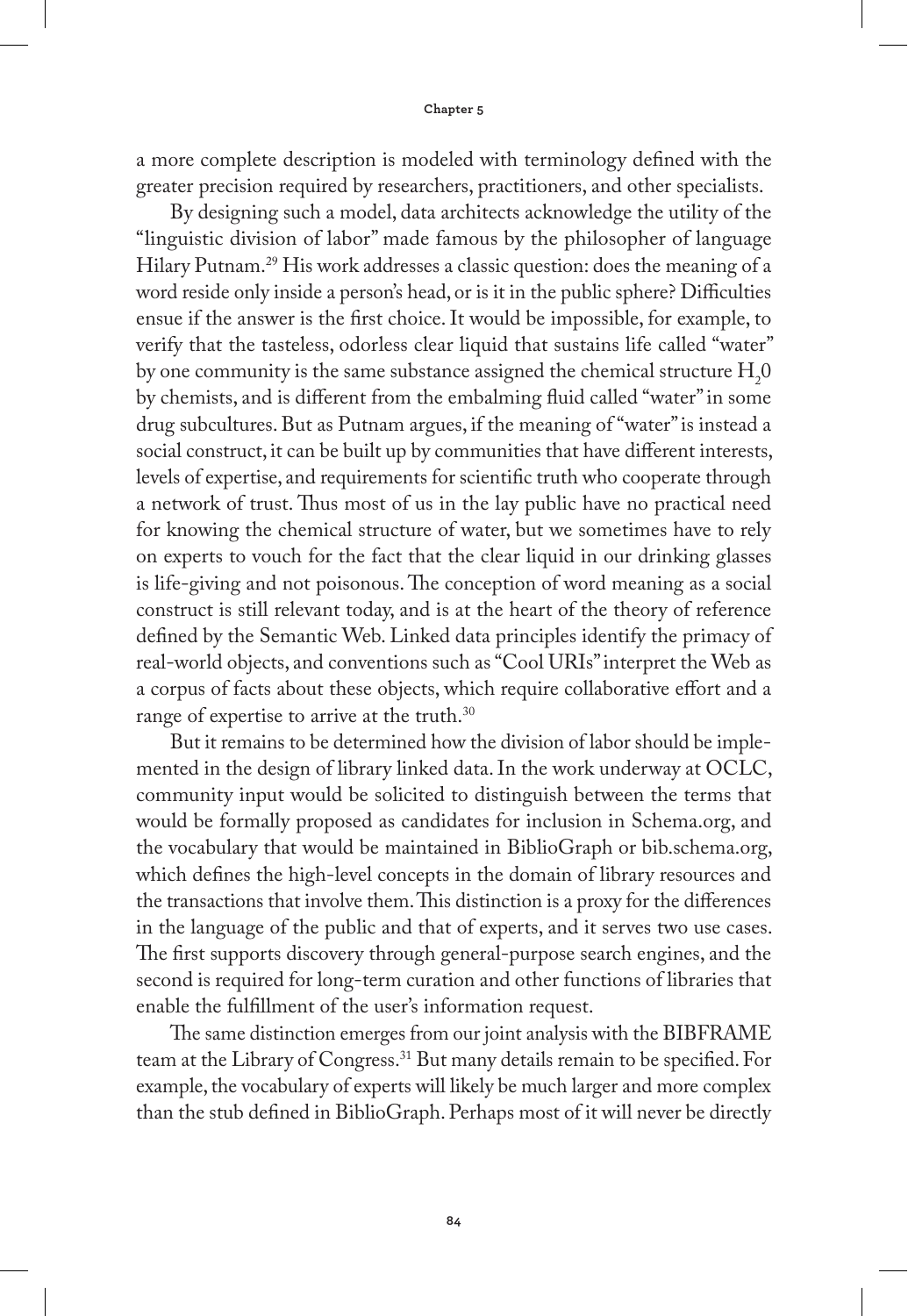a more complete description is modeled with terminology defined with the greater precision required by researchers, practitioners, and other specialists.

By designing such a model, data architects acknowledge the utility of the "linguistic division of labor" made famous by the philosopher of language Hilary Putnam.[29] His work addresses a classic question: does the meaning of a word reside only inside a person's head, or is it in the public sphere? Difficulties ensue if the answer is the first choice. It would be impossible, for example, to verify that the tasteless, odorless clear liquid that sustains life called "water" by one community is the same substance assigned the chemical structure $H_20$ by chemists, and is different from the embalming fluid called "water" in some drug subcultures. But as Putnam argues, if the meaning of "water" is instead a social construct, it can be built up by communities that have different interests, levels of expertise, and requirements for scientific truth who cooperate through a network of trust. Thus most of us in the lay public have no practical need for knowing the chemical structure of water, but we sometimes have to rely on experts to vouch for the fact that the clear liquid in our drinking glasses is life-giving and not poisonous. The conception of word meaning as a social construct is still relevant today, and is at the heart of the theory of reference defined by the Semantic Web. Linked data principles identify the primacy of real-world objects, and conventions such as "Cool URIs" interpret the Web as a corpus of facts about these objects, which require collaborative effort and a range of expertise to arrive at the truth.[30]

But it remains to be determined how the division of labor should be implemented in the design of library linked data. In the work underway at OCLC, community input would be solicited to distinguish between the terms that would be formally proposed as candidates for inclusion in Schema.org, and the vocabulary that would be maintained in BiblioGraph or bib.schema.org, which defines the high-level concepts in the domain of library resources and the transactions that involve them. This distinction is a proxy for the differences in the language of the public and that of experts, and it serves two use cases. The first supports discovery through general-purpose search engines, and the second is required for long-term curation and other functions of libraries that enable the fulfillment of the user's information request.

The same distinction emerges from our joint analysis with the BIBFRAME team at the Library of Congress.[31] But many details remain to be specified. For example, the vocabulary of experts will likely be much larger and more complex than the stub defined in BiblioGraph. Perhaps most of it will never be directly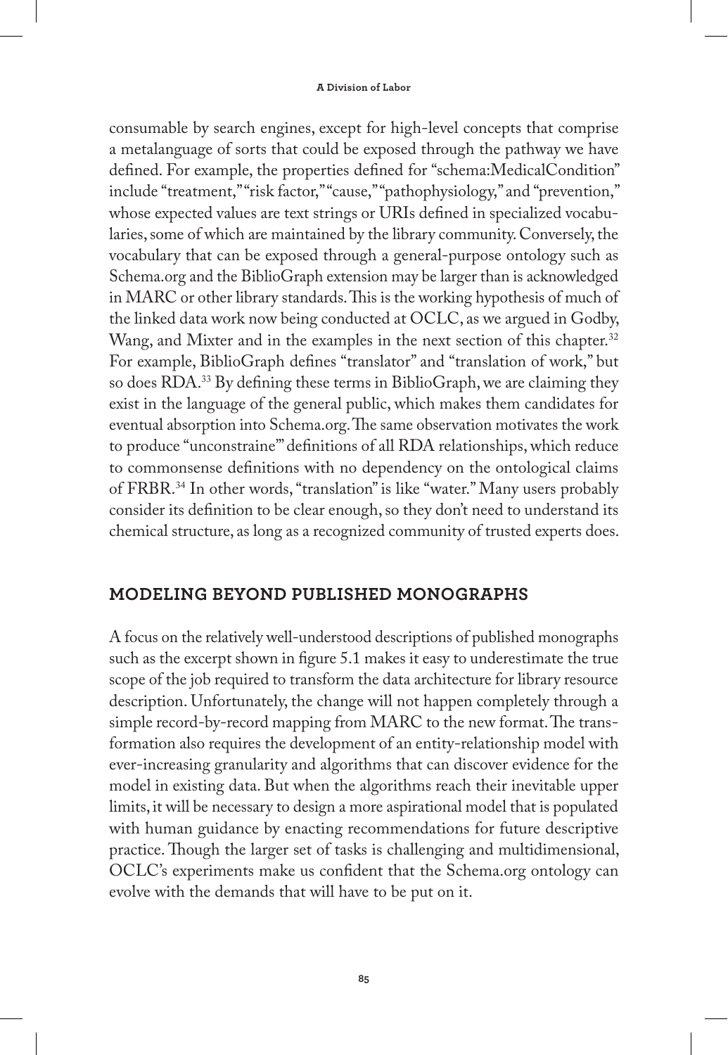consumable by search engines, except for high-level concepts that comprise a metalanguage of sorts that could be exposed through the pathway we have defined. For example, the properties defined for "schema:MedicalCondition" include "treatment," "risk factor," "cause," "pathophysiology," and "prevention," whose expected values are text strings or URIs defined in specialized vocabularies, some of which are maintained by the library community. Conversely, the vocabulary that can be exposed through a general-purpose ontology such as Schema.org and the BiblioGraph extension may be larger than is acknowledged in MARC or other library standards. This is the working hypothesis of much of the linked data work now being conducted at OCLC, as we argued in Godby, Wang, and Mixter and in the examples in the next section of this chapter.[32] For example, BiblioGraph defines "translator" and "translation of work," but so does RDA.[33] By defining these terms in BiblioGraph, we are claiming they exist in the language of the general public, which makes them candidates for eventual absorption into Schema.org. The same observation motivates the work to produce "unconstraine'" definitions of all RDA relationships, which reduce to commonsense definitions with no dependency on the ontological claims of FRBR.[34] In other words, "translation" is like "water." Many users probably consider its definition to be clear enough, so they don't need to understand its chemical structure, as long as a recognized community of trusted experts does.

## MODELING BEYOND PUBLISHED MONOGRAPHS

A focus on the relatively well-understood descriptions of published monographs such as the excerpt shown in figure 5.1 makes it easy to underestimate the true scope of the job required to transform the data architecture for library resource description. Unfortunately, the change will not happen completely through a simple record-by-record mapping from MARC to the new format. The transformation also requires the development of an entity-relationship model with ever-increasing granularity and algorithms that can discover evidence for the model in existing data. But when the algorithms reach their inevitable upper limits, it will be necessary to design a more aspirational model that is populated with human guidance by enacting recommendations for future descriptive practice. Though the larger set of tasks is challenging and multidimensional, OCLC's experiments make us confident that the Schema.org ontology can evolve with the demands that will have to be put on it.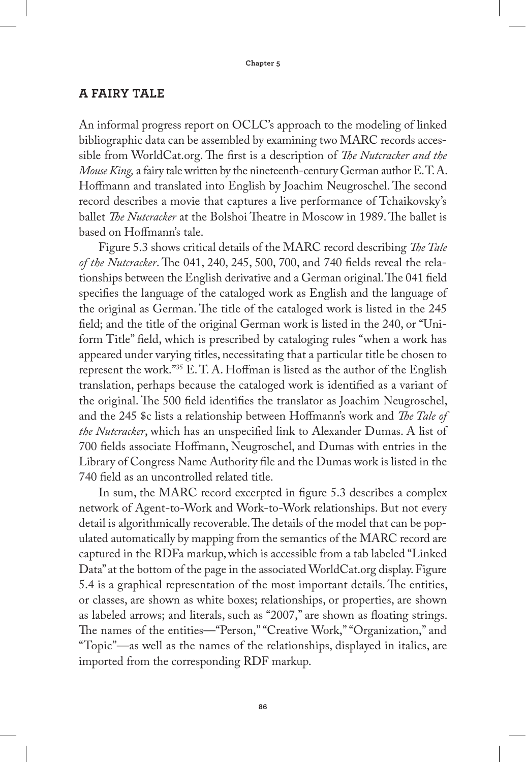## A FAIRY TALE

An informal progress report on OCLC's approach to the modeling of linked bibliographic data can be assembled by examining two MARC records accessible from WorldCat.org. The first is a description of *The Nutcracker and the Mouse King,* a fairy tale written by the nineteenth-century German author E. T. A. Hoffmann and translated into English by Joachim Neugroschel. The second record describes a movie that captures a live performance of Tchaikovsky's ballet *The Nutcracker* at the Bolshoi Theatre in Moscow in 1989. The ballet is based on Hoffmann's tale.

Figure 5.3 shows critical details of the MARC record describing *The Tale of the Nutcracker*. The 041, 240, 245, 500, 700, and 740 fields reveal the relationships between the English derivative and a German original. The 041 field specifies the language of the cataloged work as English and the language of the original as German. The title of the cataloged work is listed in the 245 field; and the title of the original German work is listed in the 240, or "Uniform Title" field, which is prescribed by cataloging rules "when a work has appeared under varying titles, necessitating that a particular title be chosen to represent the work."[35] E. T. A. Hoffman is listed as the author of the English translation, perhaps because the cataloged work is identified as a variant of the original. The 500 field identifies the translator as Joachim Neugroschel, and the 245 $c lists a relationship between Hoffmann's work and *The Tale of the Nutcracker*, which has an unspecified link to Alexander Dumas. A list of 700 fields associate Hoffmann, Neugroschel, and Dumas with entries in the Library of Congress Name Authority file and the Dumas work is listed in the 740 field as an uncontrolled related title.

In sum, the MARC record excerpted in figure 5.3 describes a complex network of Agent-to-Work and Work-to-Work relationships. But not every detail is algorithmically recoverable. The details of the model that can be populated automatically by mapping from the semantics of the MARC record are captured in the RDFa markup, which is accessible from a tab labeled "Linked Data" at the bottom of the page in the associated WorldCat.org display. Figure 5.4 is a graphical representation of the most important details. The entities, or classes, are shown as white boxes; relationships, or properties, are shown as labeled arrows; and literals, such as "2007," are shown as floating strings. The names of the entities—"Person," "Creative Work," "Organization," and "Topic"—as well as the names of the relationships, displayed in italics, are imported from the corresponding RDF markup.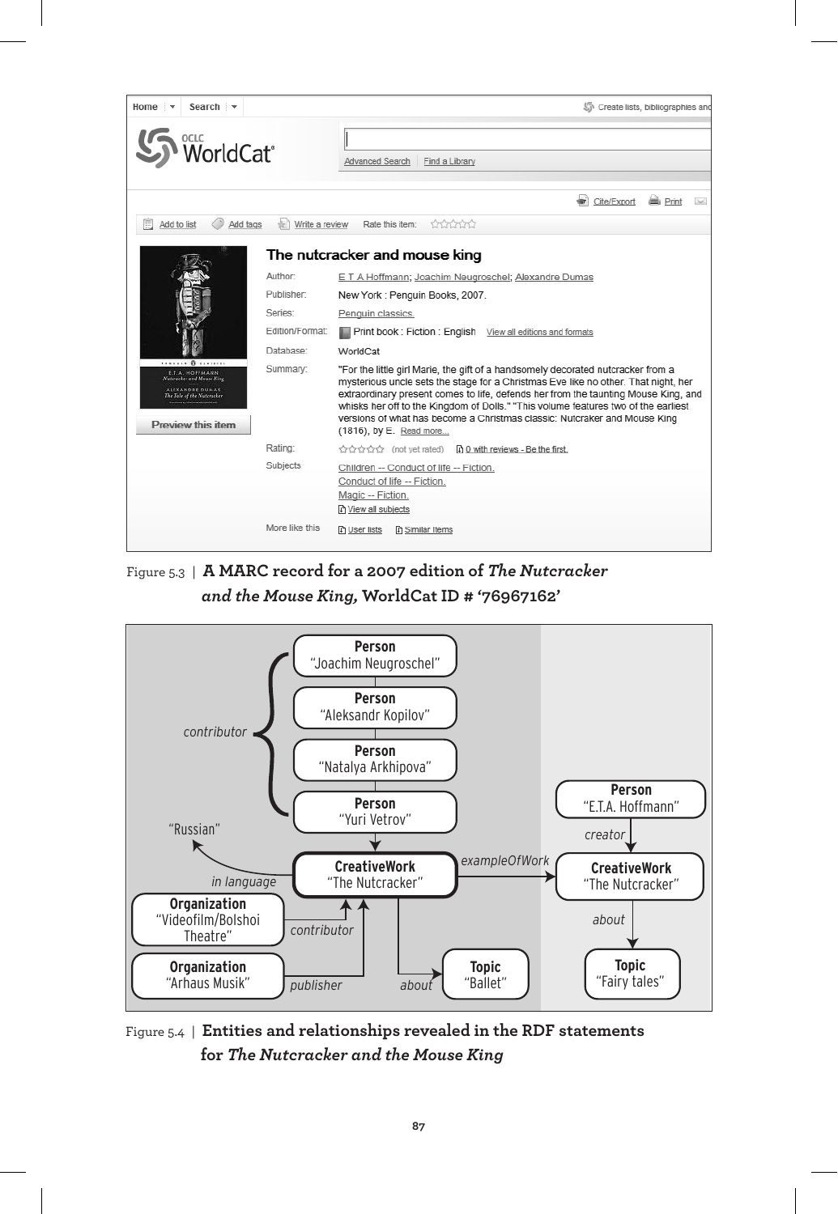Figure 5.3 | **A MARC record for a 2007 edition of *The Nutcracker and the Mouse King,* WorldCat ID # '76967162'**

Figure 5.4 | **Entities and relationships revealed in the RDF statements for *The Nutcracker and the Mouse King***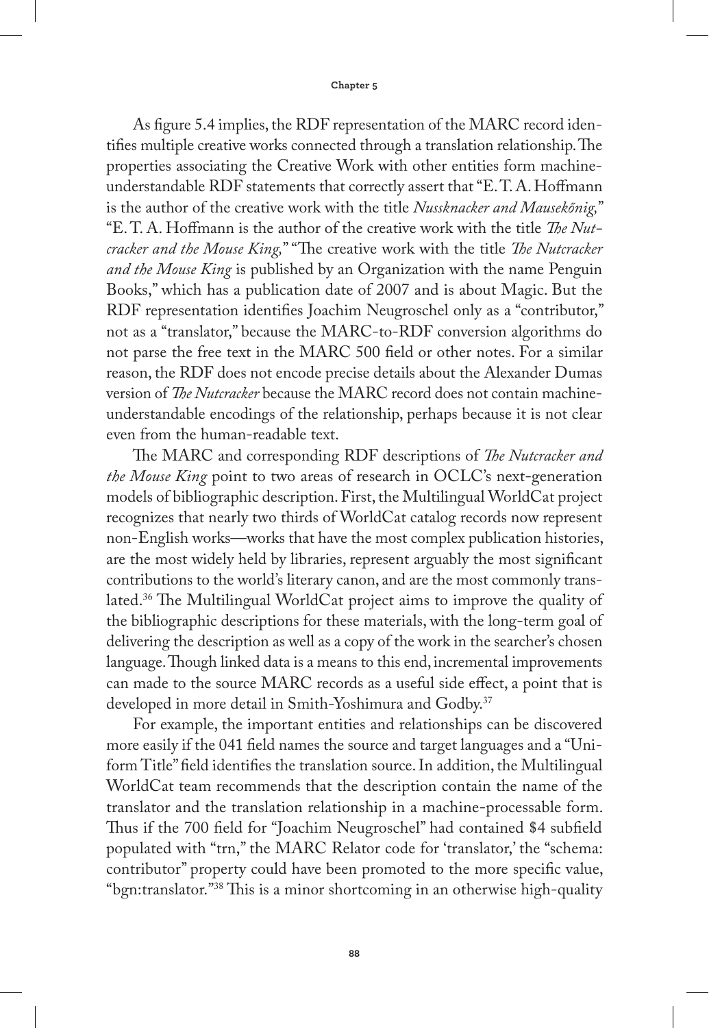As figure 5.4 implies, the RDF representation of the MARC record identifies multiple creative works connected through a translation relationship. The properties associating the Creative Work with other entities form machine-understandable RDF statements that correctly assert that "E. T. A. Hoffmann is the author of the creative work with the title *Nussknacker and Mausekőnig,*" "E. T. A. Hoffmann is the author of the creative work with the title *The Nutcracker and the Mouse King,*" "The creative work with the title *The Nutcracker and the Mouse King* is published by an Organization with the name Penguin Books," which has a publication date of 2007 and is about Magic. But the RDF representation identifies Joachim Neugroschel only as a "contributor," not as a "translator," because the MARC-to-RDF conversion algorithms do not parse the free text in the MARC 500 field or other notes. For a similar reason, the RDF does not encode precise details about the Alexander Dumas version of *The Nutcracker* because the MARC record does not contain machine-understandable encodings of the relationship, perhaps because it is not clear even from the human-readable text.

The MARC and corresponding RDF descriptions of *The Nutcracker and the Mouse King* point to two areas of research in OCLC's next-generation models of bibliographic description. First, the Multilingual WorldCat project recognizes that nearly two thirds of WorldCat catalog records now represent non-English works—works that have the most complex publication histories, are the most widely held by libraries, represent arguably the most significant contributions to the world's literary canon, and are the most commonly translated.[36] The Multilingual WorldCat project aims to improve the quality of the bibliographic descriptions for these materials, with the long-term goal of delivering the description as well as a copy of the work in the searcher's chosen language. Though linked data is a means to this end, incremental improvements can made to the source MARC records as a useful side effect, a point that is developed in more detail in Smith-Yoshimura and Godby.[37]

For example, the important entities and relationships can be discovered more easily if the 041 field names the source and target languages and a "Uniform Title" field identifies the translation source. In addition, the Multilingual WorldCat team recommends that the description contain the name of the translator and the translation relationship in a machine-processable form. Thus if the 700 field for "Joachim Neugroschel" had contained $4 subfield populated with "trn," the MARC Relator code for 'translator,' the "schema:contributor" property could have been promoted to the more specific value, "bgn:translator."[38] This is a minor shortcoming in an otherwise high-quality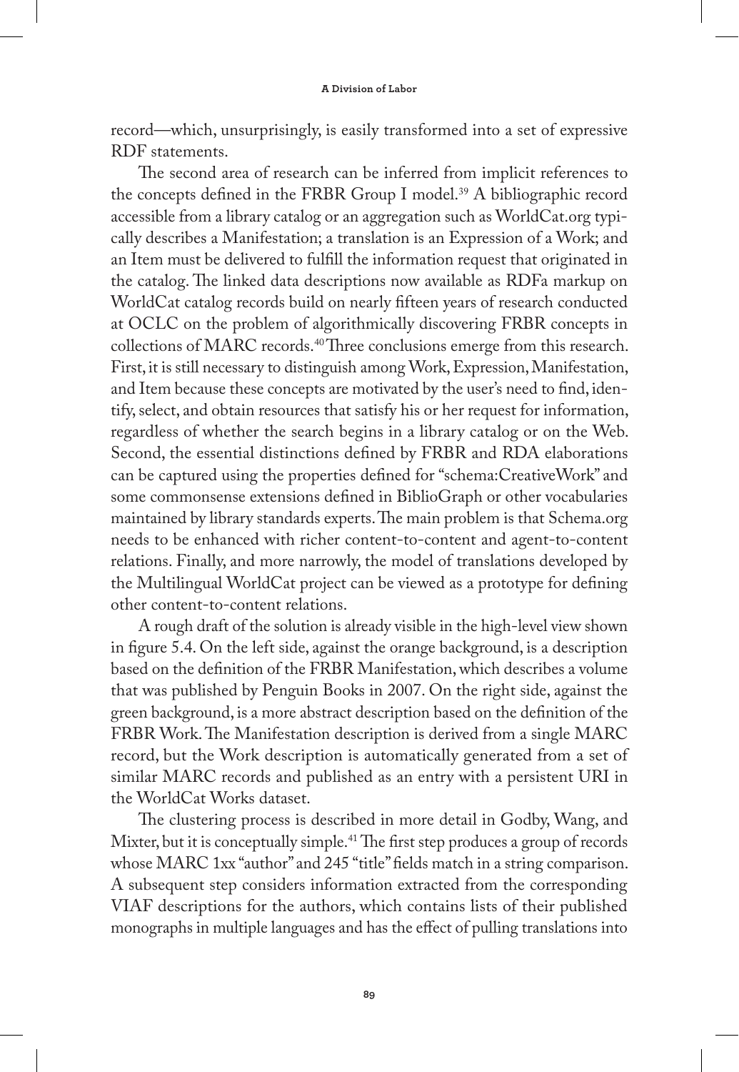record—which, unsurprisingly, is easily transformed into a set of expressive RDF statements.

The second area of research can be inferred from implicit references to the concepts defined in the FRBR Group I model.[39] A bibliographic record accessible from a library catalog or an aggregation such as WorldCat.org typically describes a Manifestation; a translation is an Expression of a Work; and an Item must be delivered to fulfill the information request that originated in the catalog. The linked data descriptions now available as RDFa markup on WorldCat catalog records build on nearly fifteen years of research conducted at OCLC on the problem of algorithmically discovering FRBR concepts in collections of MARC records.[40] Three conclusions emerge from this research. First, it is still necessary to distinguish among Work, Expression, Manifestation, and Item because these concepts are motivated by the user's need to find, identify, select, and obtain resources that satisfy his or her request for information, regardless of whether the search begins in a library catalog or on the Web. Second, the essential distinctions defined by FRBR and RDA elaborations can be captured using the properties defined for "schema:CreativeWork" and some commonsense extensions defined in BiblioGraph or other vocabularies maintained by library standards experts. The main problem is that Schema.org needs to be enhanced with richer content-to-content and agent-to-content relations. Finally, and more narrowly, the model of translations developed by the Multilingual WorldCat project can be viewed as a prototype for defining other content-to-content relations.

A rough draft of the solution is already visible in the high-level view shown in figure 5.4. On the left side, against the orange background, is a description based on the definition of the FRBR Manifestation, which describes a volume that was published by Penguin Books in 2007. On the right side, against the green background, is a more abstract description based on the definition of the FRBR Work. The Manifestation description is derived from a single MARC record, but the Work description is automatically generated from a set of similar MARC records and published as an entry with a persistent URI in the WorldCat Works dataset.

The clustering process is described in more detail in Godby, Wang, and Mixter, but it is conceptually simple.[41] The first step produces a group of records whose MARC 1xx "author" and 245 "title" fields match in a string comparison. A subsequent step considers information extracted from the corresponding VIAF descriptions for the authors, which contains lists of their published monographs in multiple languages and has the effect of pulling translations into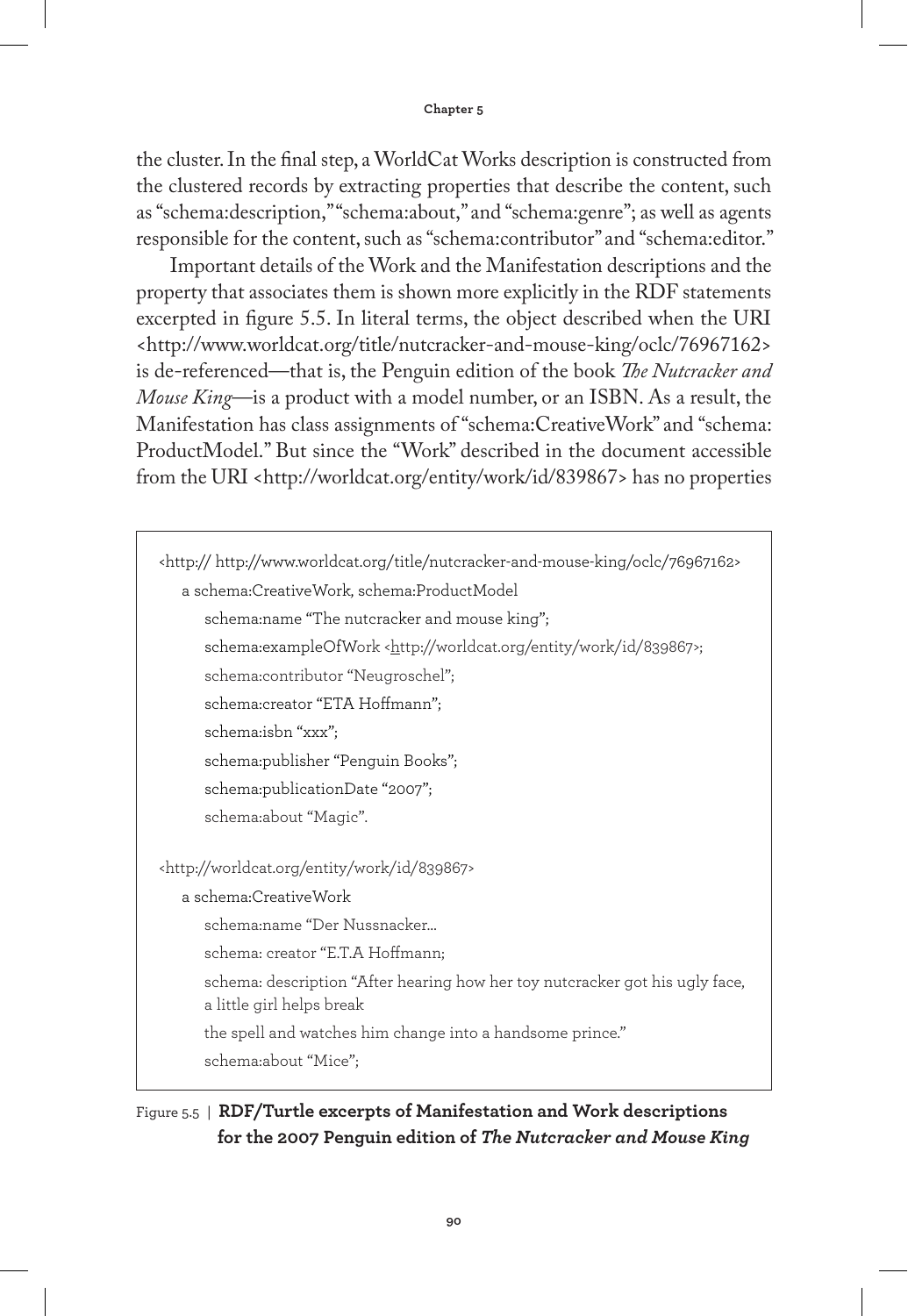the cluster. In the final step, a WorldCat Works description is constructed from the clustered records by extracting properties that describe the content, such as "schema:description," "schema:about," and "schema:genre"; as well as agents responsible for the content, such as "schema:contributor" and "schema:editor."

Important details of the Work and the Manifestation descriptions and the property that associates them is shown more explicitly in the RDF statements excerpted in figure 5.5. In literal terms, the object described when the URI <http://www.worldcat.org/title/nutcracker-and-mouse-king/oclc/76967162> is de-referenced—that is, the Penguin edition of the book *The Nutcracker and Mouse King*—is a product with a model number, or an ISBN. As a result, the Manifestation has class assignments of "schema:CreativeWork" and "schema: ProductModel." But since the "Work" described in the document accessible from the URI <http://worldcat.org/entity/work/id/839867> has no properties

```
<http:// http://www.worldcat.org/title/nutcracker-and-mouse-king/oclc/76967162>
    a schema:CreativeWork, schema:ProductModel
        schema:name "The nutcracker and mouse king";
        schema:exampleOfWork <http://worldcat.org/entity/work/id/839867>;
        schema:contributor "Neugroschel";
        schema:creator "ETA Hoffmann";
        schema:isbn "xxx";
        schema:publisher "Penguin Books";
        schema:publicationDate "2007";
        schema:about "Magic".

<http://worldcat.org/entity/work/id/839867>
    a schema:CreativeWork
        schema:name "Der Nussnacker…
        schema: creator "E.T.A Hoffmann;
        schema: description "After hearing how her toy nutcracker got his ugly face,
        a little girl helps break
        the spell and watches him change into a handsome prince."
        schema:about "Mice";
```

Figure 5.5 | **RDF/Turtle excerpts of Manifestation and Work descriptions for the 2007 Penguin edition of *The Nutcracker and Mouse King***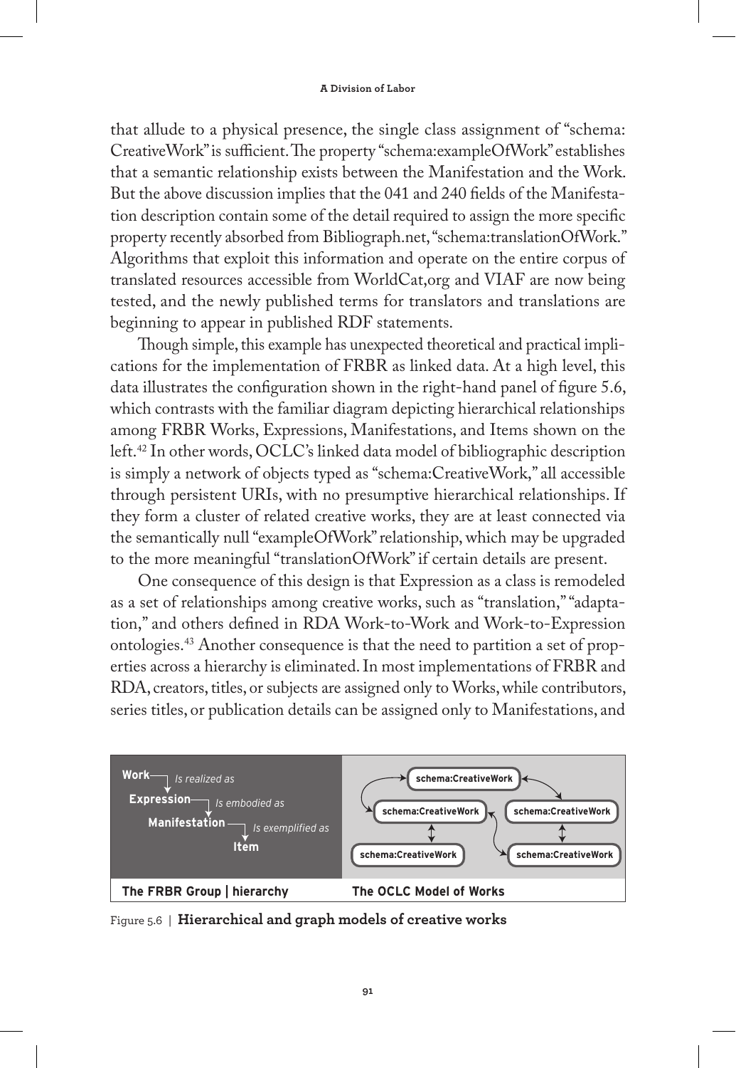that allude to a physical presence, the single class assignment of "schema: CreativeWork" is sufficient. The property "schema:exampleOfWork" establishes that a semantic relationship exists between the Manifestation and the Work. But the above discussion implies that the 041 and 240 fields of the Manifestation description contain some of the detail required to assign the more specific property recently absorbed from Bibliograph.net, "schema:translationOfWork." Algorithms that exploit this information and operate on the entire corpus of translated resources accessible from WorldCat,org and VIAF are now being tested, and the newly published terms for translators and translations are beginning to appear in published RDF statements.

Though simple, this example has unexpected theoretical and practical implications for the implementation of FRBR as linked data. At a high level, this data illustrates the configuration shown in the right-hand panel of figure 5.6, which contrasts with the familiar diagram depicting hierarchical relationships among FRBR Works, Expressions, Manifestations, and Items shown on the left.[42] In other words, OCLC's linked data model of bibliographic description is simply a network of objects typed as "schema:CreativeWork," all accessible through persistent URIs, with no presumptive hierarchical relationships. If they form a cluster of related creative works, they are at least connected via the semantically null "exampleOfWork" relationship, which may be upgraded to the more meaningful "translationOfWork" if certain details are present.

One consequence of this design is that Expression as a class is remodeled as a set of relationships among creative works, such as "translation," "adaptation," and others defined in RDA Work-to-Work and Work-to-Expression ontologies.[43] Another consequence is that the need to partition a set of properties across a hierarchy is eliminated. In most implementations of FRBR and RDA, creators, titles, or subjects are assigned only to Works, while contributors, series titles, or publication details can be assigned only to Manifestations, and

Figure 5.6 | **Hierarchical and graph models of creative works**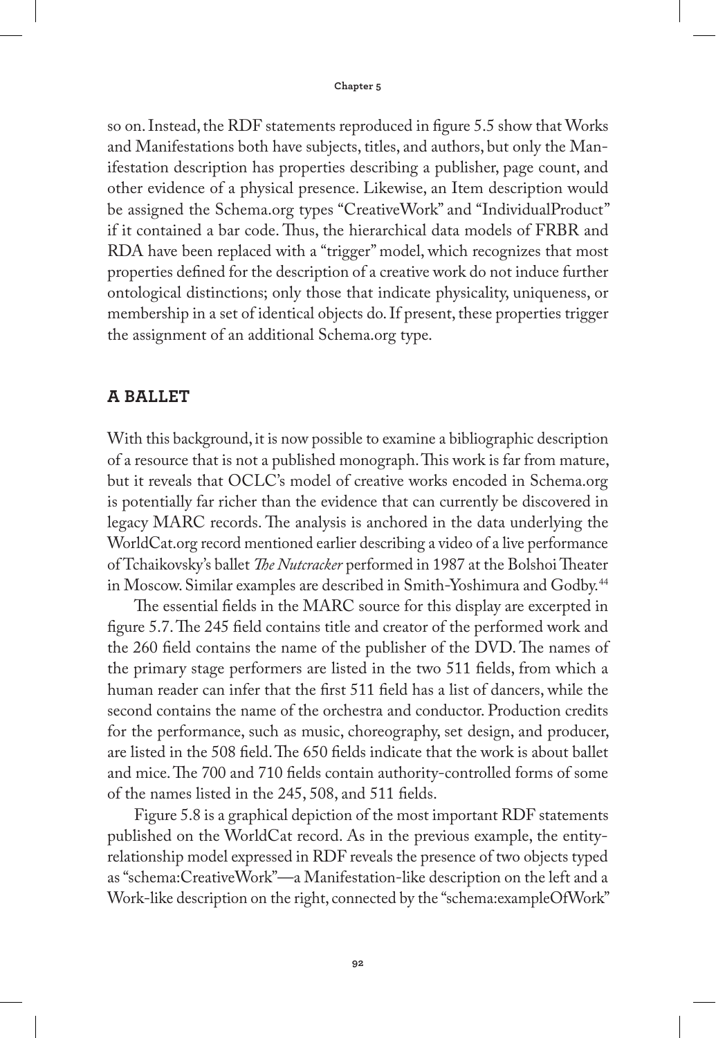so on. Instead, the RDF statements reproduced in figure 5.5 show that Works and Manifestations both have subjects, titles, and authors, but only the Manifestation description has properties describing a publisher, page count, and other evidence of a physical presence. Likewise, an Item description would be assigned the Schema.org types "CreativeWork" and "IndividualProduct" if it contained a bar code. Thus, the hierarchical data models of FRBR and RDA have been replaced with a "trigger" model, which recognizes that most properties defined for the description of a creative work do not induce further ontological distinctions; only those that indicate physicality, uniqueness, or membership in a set of identical objects do. If present, these properties trigger the assignment of an additional Schema.org type.

## A BALLET

With this background, it is now possible to examine a bibliographic description of a resource that is not a published monograph. This work is far from mature, but it reveals that OCLC's model of creative works encoded in Schema.org is potentially far richer than the evidence that can currently be discovered in legacy MARC records. The analysis is anchored in the data underlying the WorldCat.org record mentioned earlier describing a video of a live performance of Tchaikovsky's ballet *The Nutcracker* performed in 1987 at the Bolshoi Theater in Moscow. Similar examples are described in Smith-Yoshimura and Godby.[44]

The essential fields in the MARC source for this display are excerpted in figure 5.7. The 245 field contains title and creator of the performed work and the 260 field contains the name of the publisher of the DVD. The names of the primary stage performers are listed in the two 511 fields, from which a human reader can infer that the first 511 field has a list of dancers, while the second contains the name of the orchestra and conductor. Production credits for the performance, such as music, choreography, set design, and producer, are listed in the 508 field. The 650 fields indicate that the work is about ballet and mice. The 700 and 710 fields contain authority-controlled forms of some of the names listed in the 245, 508, and 511 fields.

Figure 5.8 is a graphical depiction of the most important RDF statements published on the WorldCat record. As in the previous example, the entity-relationship model expressed in RDF reveals the presence of two objects typed as "schema:CreativeWork"—a Manifestation-like description on the left and a Work-like description on the right, connected by the "schema:exampleOfWork"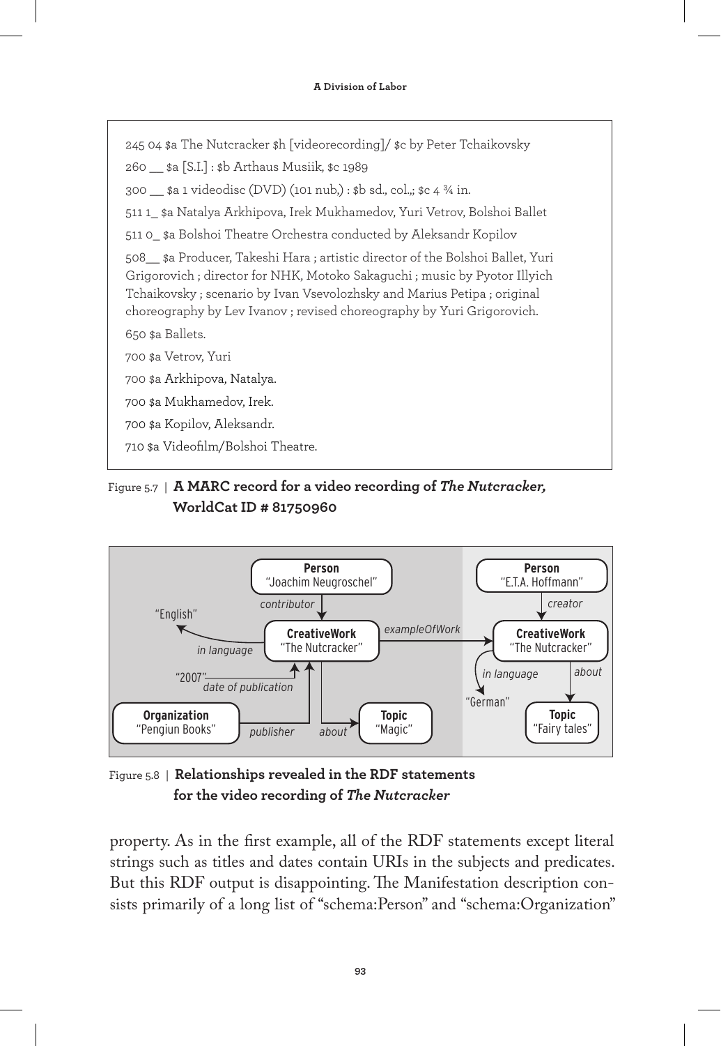```
245 04 $a The Nutcracker $h [videorecording]/ $c by Peter Tchaikovsky
260 __ $a [S.I.] : $b Arthaus Musiik, $c 1989
300 __ $a 1 videodisc (DVD) (101 nub,) : $b sd., col.,; $c 4 ¾ in.
511 1_ $a Natalya Arkhipova, Irek Mukhamedov, Yuri Vetrov, Bolshoi Ballet
511 0_ $a Bolshoi Theatre Orchestra conducted by Aleksandr Kopilov
508__ $a Producer, Takeshi Hara ; artistic director of the Bolshoi Ballet, Yuri
Grigorovich ; director for NHK, Motoko Sakaguchi ; music by Pyotor Illyich
Tchaikovsky ; scenario by Ivan Vsevolozhsky and Marius Petipa ; original
choreography by Lev Ivanov ; revised choreography by Yuri Grigorovich.
650 $a Ballets.
700 $a Vetrov, Yuri
700 $a Arkhipova, Natalya.
700 $a Mukhamedov, Irek.
700 $a Kopilov, Aleksandr.
710 $a Videofilm/Bolshoi Theatre.
```

Figure 5.7 | **A MARC record for a video recording of *The Nutcracker,* WorldCat ID # 81750960**

Figure 5.8 | **Relationships revealed in the RDF statements for the video recording of *The Nutcracker***

property. As in the first example, all of the RDF statements except literal strings such as titles and dates contain URIs in the subjects and predicates. But this RDF output is disappointing. The Manifestation description consists primarily of a long list of "schema:Person" and "schema:Organization"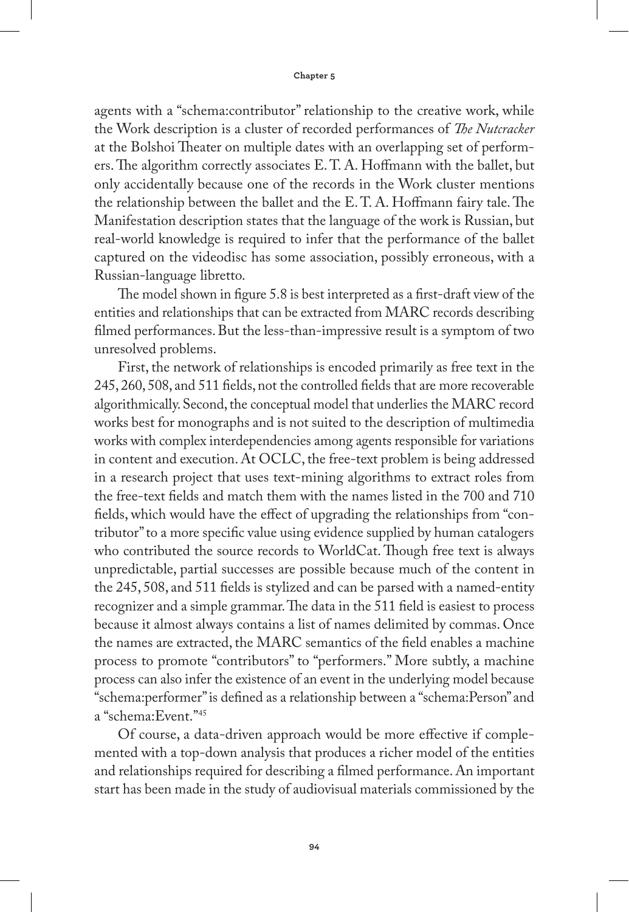agents with a "schema:contributor" relationship to the creative work, while the Work description is a cluster of recorded performances of *The Nutcracker* at the Bolshoi Theater on multiple dates with an overlapping set of performers. The algorithm correctly associates E. T. A. Hoffmann with the ballet, but only accidentally because one of the records in the Work cluster mentions the relationship between the ballet and the E. T. A. Hoffmann fairy tale. The Manifestation description states that the language of the work is Russian, but real-world knowledge is required to infer that the performance of the ballet captured on the videodisc has some association, possibly erroneous, with a Russian-language libretto.

The model shown in figure 5.8 is best interpreted as a first-draft view of the entities and relationships that can be extracted from MARC records describing filmed performances. But the less-than-impressive result is a symptom of two unresolved problems.

First, the network of relationships is encoded primarily as free text in the 245, 260, 508, and 511 fields, not the controlled fields that are more recoverable algorithmically. Second, the conceptual model that underlies the MARC record works best for monographs and is not suited to the description of multimedia works with complex interdependencies among agents responsible for variations in content and execution. At OCLC, the free-text problem is being addressed in a research project that uses text-mining algorithms to extract roles from the free-text fields and match them with the names listed in the 700 and 710 fields, which would have the effect of upgrading the relationships from "contributor" to a more specific value using evidence supplied by human catalogers who contributed the source records to WorldCat. Though free text is always unpredictable, partial successes are possible because much of the content in the 245, 508, and 511 fields is stylized and can be parsed with a named-entity recognizer and a simple grammar. The data in the 511 field is easiest to process because it almost always contains a list of names delimited by commas. Once the names are extracted, the MARC semantics of the field enables a machine process to promote "contributors" to "performers." More subtly, a machine process can also infer the existence of an event in the underlying model because "schema:performer" is defined as a relationship between a "schema:Person" and a "schema:Event."[45]

Of course, a data-driven approach would be more effective if complemented with a top-down analysis that produces a richer model of the entities and relationships required for describing a filmed performance. An important start has been made in the study of audiovisual materials commissioned by the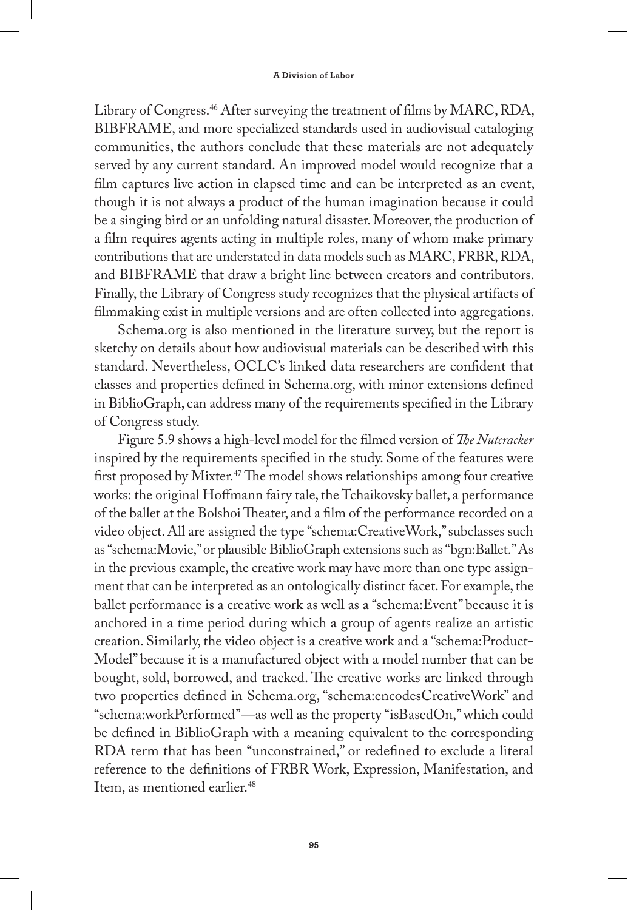Library of Congress.[46] After surveying the treatment of films by MARC, RDA, BIBFRAME, and more specialized standards used in audiovisual cataloging communities, the authors conclude that these materials are not adequately served by any current standard. An improved model would recognize that a film captures live action in elapsed time and can be interpreted as an event, though it is not always a product of the human imagination because it could be a singing bird or an unfolding natural disaster. Moreover, the production of a film requires agents acting in multiple roles, many of whom make primary contributions that are understated in data models such as MARC, FRBR, RDA, and BIBFRAME that draw a bright line between creators and contributors. Finally, the Library of Congress study recognizes that the physical artifacts of filmmaking exist in multiple versions and are often collected into aggregations.

Schema.org is also mentioned in the literature survey, but the report is sketchy on details about how audiovisual materials can be described with this standard. Nevertheless, OCLC's linked data researchers are confident that classes and properties defined in Schema.org, with minor extensions defined in BiblioGraph, can address many of the requirements specified in the Library of Congress study.

Figure 5.9 shows a high-level model for the filmed version of *The Nutcracker* inspired by the requirements specified in the study. Some of the features were first proposed by Mixter.[47] The model shows relationships among four creative works: the original Hoffmann fairy tale, the Tchaikovsky ballet, a performance of the ballet at the Bolshoi Theater, and a film of the performance recorded on a video object. All are assigned the type "schema:CreativeWork," subclasses such as "schema:Movie," or plausible BiblioGraph extensions such as "bgn:Ballet." As in the previous example, the creative work may have more than one type assignment that can be interpreted as an ontologically distinct facet. For example, the ballet performance is a creative work as well as a "schema:Event" because it is anchored in a time period during which a group of agents realize an artistic creation. Similarly, the video object is a creative work and a "schema:ProductModel" because it is a manufactured object with a model number that can be bought, sold, borrowed, and tracked. The creative works are linked through two properties defined in Schema.org, "schema:encodesCreativeWork" and "schema:workPerformed"—as well as the property "isBasedOn," which could be defined in BiblioGraph with a meaning equivalent to the corresponding RDA term that has been "unconstrained," or redefined to exclude a literal reference to the definitions of FRBR Work, Expression, Manifestation, and Item, as mentioned earlier.[48]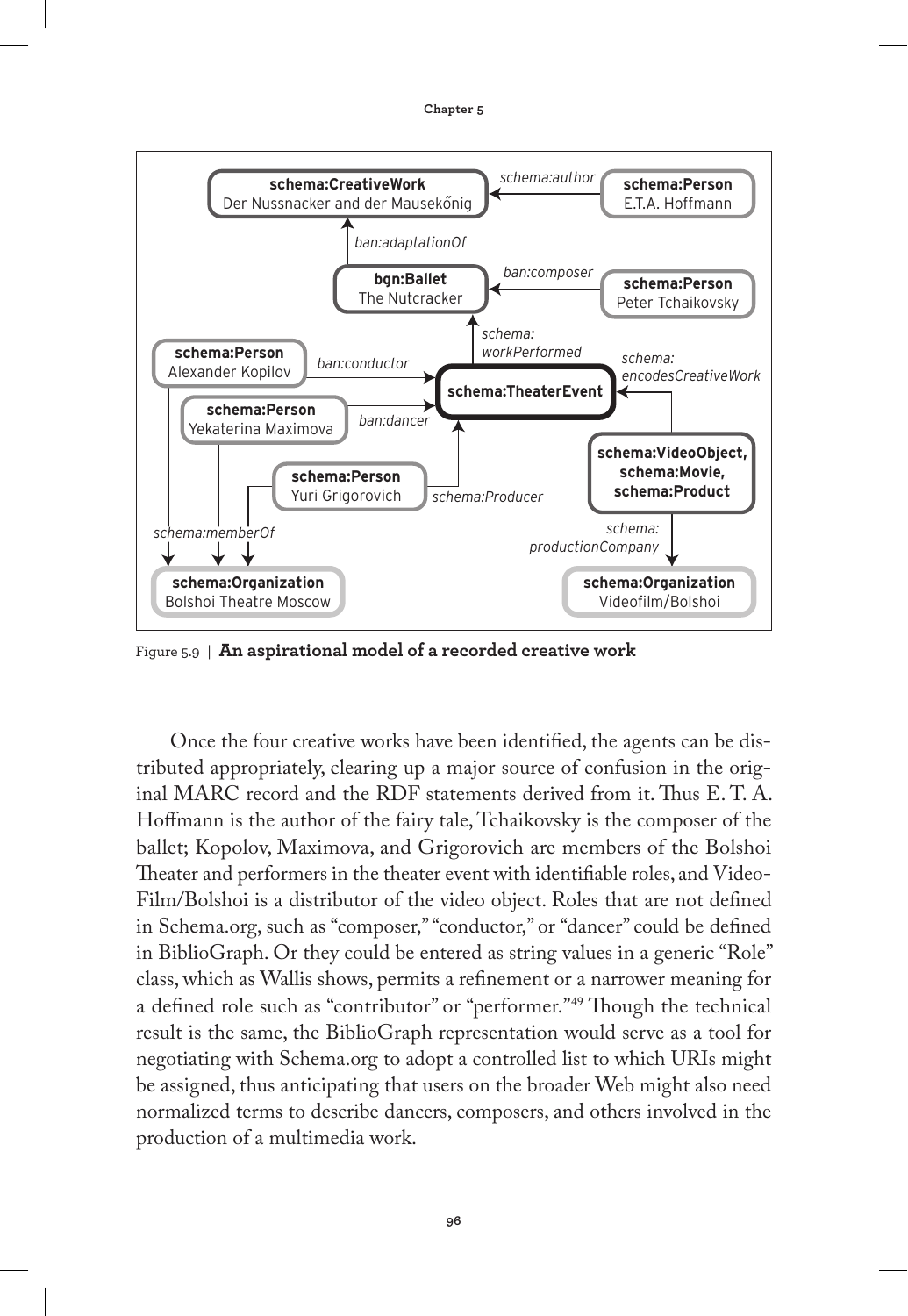Figure 5.9 | **An aspirational model of a recorded creative work**

Once the four creative works have been identified, the agents can be distributed appropriately, clearing up a major source of confusion in the original MARC record and the RDF statements derived from it. Thus E. T. A. Hoffmann is the author of the fairy tale, Tchaikovsky is the composer of the ballet; Kopolov, Maximova, and Grigorovich are members of the Bolshoi Theater and performers in the theater event with identifiable roles, and Video-Film/Bolshoi is a distributor of the video object. Roles that are not defined in Schema.org, such as "composer," "conductor," or "dancer" could be defined in BiblioGraph. Or they could be entered as string values in a generic "Role" class, which as Wallis shows, permits a refinement or a narrower meaning for a defined role such as "contributor" or "performer."[49] Though the technical result is the same, the BiblioGraph representation would serve as a tool for negotiating with Schema.org to adopt a controlled list to which URIs might be assigned, thus anticipating that users on the broader Web might also need normalized terms to describe dancers, composers, and others involved in the production of a multimedia work.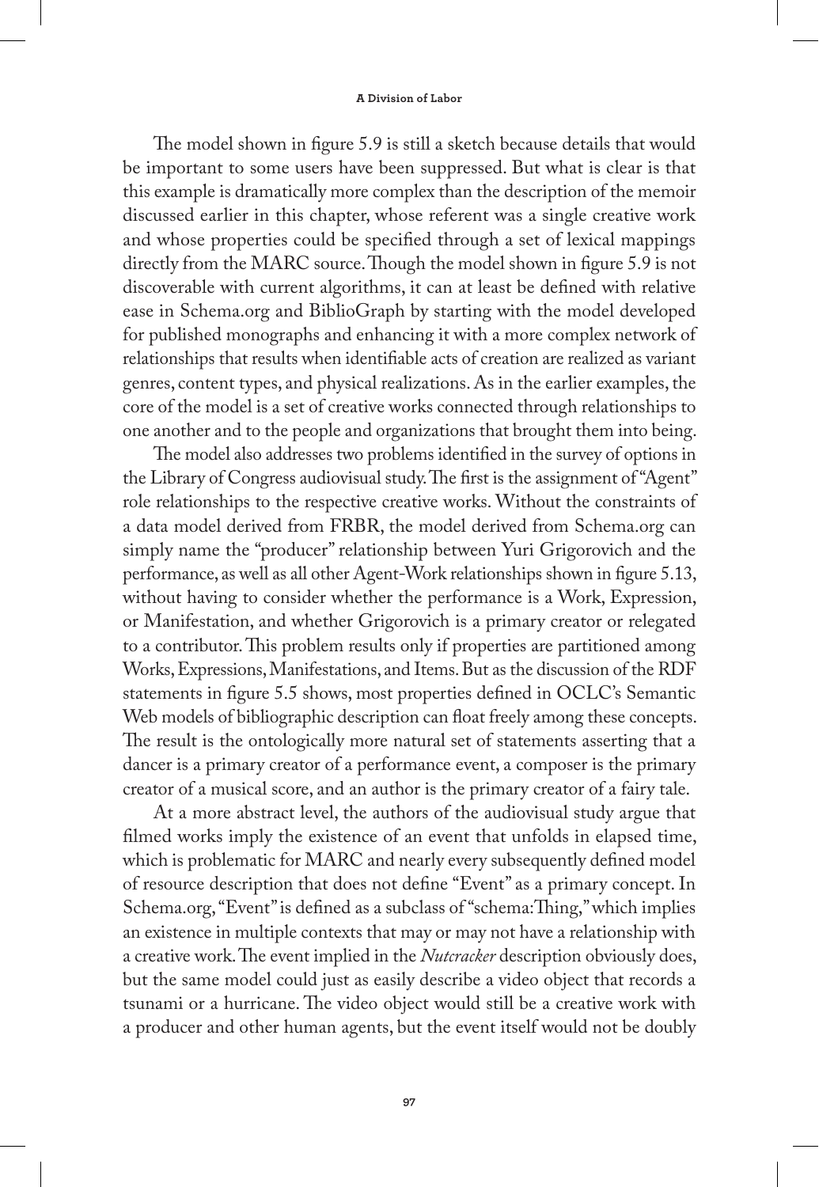The model shown in figure 5.9 is still a sketch because details that would be important to some users have been suppressed. But what is clear is that this example is dramatically more complex than the description of the memoir discussed earlier in this chapter, whose referent was a single creative work and whose properties could be specified through a set of lexical mappings directly from the MARC source. Though the model shown in figure 5.9 is not discoverable with current algorithms, it can at least be defined with relative ease in Schema.org and BiblioGraph by starting with the model developed for published monographs and enhancing it with a more complex network of relationships that results when identifiable acts of creation are realized as variant genres, content types, and physical realizations. As in the earlier examples, the core of the model is a set of creative works connected through relationships to one another and to the people and organizations that brought them into being.

The model also addresses two problems identified in the survey of options in the Library of Congress audiovisual study. The first is the assignment of "Agent" role relationships to the respective creative works. Without the constraints of a data model derived from FRBR, the model derived from Schema.org can simply name the "producer" relationship between Yuri Grigorovich and the performance, as well as all other Agent-Work relationships shown in figure 5.13, without having to consider whether the performance is a Work, Expression, or Manifestation, and whether Grigorovich is a primary creator or relegated to a contributor. This problem results only if properties are partitioned among Works, Expressions, Manifestations, and Items. But as the discussion of the RDF statements in figure 5.5 shows, most properties defined in OCLC's Semantic Web models of bibliographic description can float freely among these concepts. The result is the ontologically more natural set of statements asserting that a dancer is a primary creator of a performance event, a composer is the primary creator of a musical score, and an author is the primary creator of a fairy tale.

At a more abstract level, the authors of the audiovisual study argue that filmed works imply the existence of an event that unfolds in elapsed time, which is problematic for MARC and nearly every subsequently defined model of resource description that does not define "Event" as a primary concept. In Schema.org, "Event" is defined as a subclass of "schema:Thing," which implies an existence in multiple contexts that may or may not have a relationship with a creative work. The event implied in the *Nutcracker* description obviously does, but the same model could just as easily describe a video object that records a tsunami or a hurricane. The video object would still be a creative work with a producer and other human agents, but the event itself would not be doubly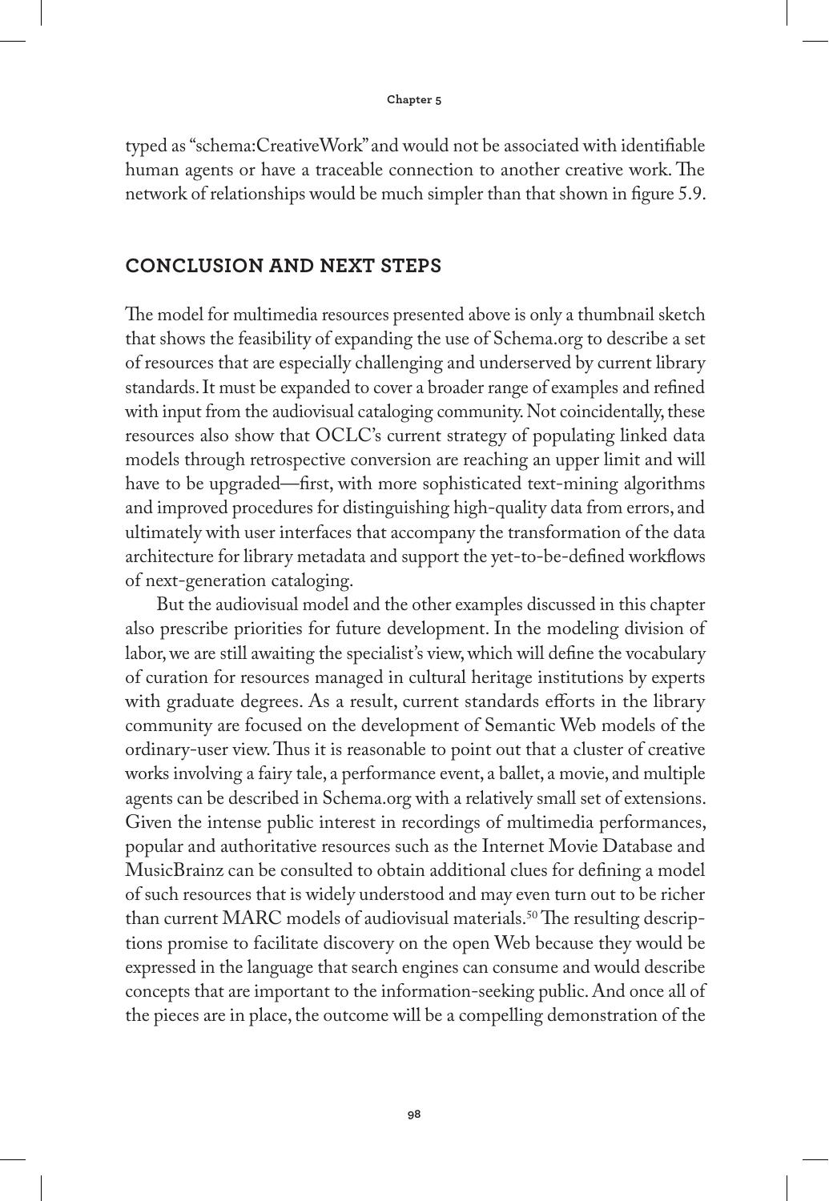typed as "schema:CreativeWork" and would not be associated with identifiable human agents or have a traceable connection to another creative work. The network of relationships would be much simpler than that shown in figure 5.9.

## CONCLUSION AND NEXT STEPS

The model for multimedia resources presented above is only a thumbnail sketch that shows the feasibility of expanding the use of Schema.org to describe a set of resources that are especially challenging and underserved by current library standards. It must be expanded to cover a broader range of examples and refined with input from the audiovisual cataloging community. Not coincidentally, these resources also show that OCLC's current strategy of populating linked data models through retrospective conversion are reaching an upper limit and will have to be upgraded—first, with more sophisticated text-mining algorithms and improved procedures for distinguishing high-quality data from errors, and ultimately with user interfaces that accompany the transformation of the data architecture for library metadata and support the yet-to-be-defined workflows of next-generation cataloging.

But the audiovisual model and the other examples discussed in this chapter also prescribe priorities for future development. In the modeling division of labor, we are still awaiting the specialist's view, which will define the vocabulary of curation for resources managed in cultural heritage institutions by experts with graduate degrees. As a result, current standards efforts in the library community are focused on the development of Semantic Web models of the ordinary-user view. Thus it is reasonable to point out that a cluster of creative works involving a fairy tale, a performance event, a ballet, a movie, and multiple agents can be described in Schema.org with a relatively small set of extensions. Given the intense public interest in recordings of multimedia performances, popular and authoritative resources such as the Internet Movie Database and MusicBrainz can be consulted to obtain additional clues for defining a model of such resources that is widely understood and may even turn out to be richer than current MARC models of audiovisual materials.[50] The resulting descriptions promise to facilitate discovery on the open Web because they would be expressed in the language that search engines can consume and would describe concepts that are important to the information-seeking public. And once all of the pieces are in place, the outcome will be a compelling demonstration of the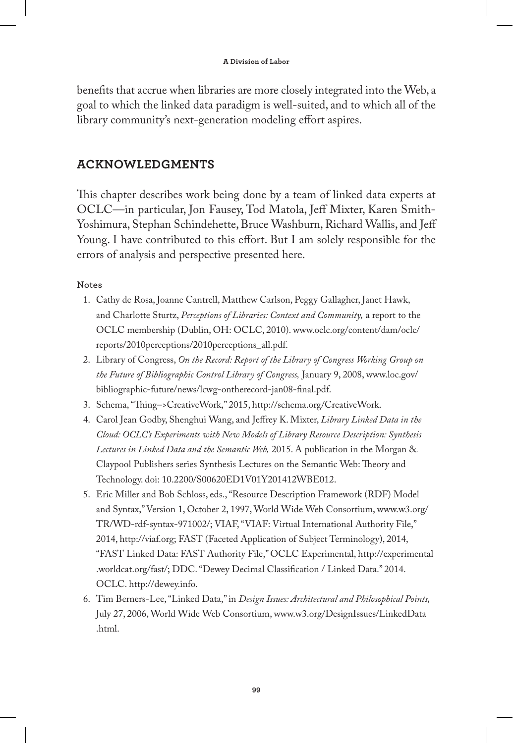benefits that accrue when libraries are more closely integrated into the Web, a goal to which the linked data paradigm is well-suited, and to which all of the library community's next-generation modeling effort aspires.

## ACKNOWLEDGMENTS

This chapter describes work being done by a team of linked data experts at OCLC—in particular, Jon Fausey, Tod Matola, Jeff Mixter, Karen Smith-Yoshimura, Stephan Schindehette, Bruce Washburn, Richard Wallis, and Jeff Young. I have contributed to this effort. But I am solely responsible for the errors of analysis and perspective presented here.

#### Notes

1. Cathy de Rosa, Joanne Cantrell, Matthew Carlson, Peggy Gallagher, Janet Hawk, and Charlotte Sturtz, *Perceptions of Libraries: Context and Community,* a report to the OCLC membership (Dublin, OH: OCLC, 2010). www.oclc.org/content/dam/oclc/reports/2010perceptions/2010perceptions_all.pdf.
2. Library of Congress, *On the Record: Report of the Library of Congress Working Group on the Future of Bibliographic Control Library of Congress,* January 9, 2008, www.loc.gov/bibliographic-future/news/lcwg-ontherecord-jan08-final.pdf.
3. Schema, "Thing–>CreativeWork," 2015, http://schema.org/CreativeWork.
4. Carol Jean Godby, Shenghui Wang, and Jeffrey K. Mixter, *Library Linked Data in the Cloud: OCLC's Experiments with New Models of Library Resource Description: Synthesis Lectures in Linked Data and the Semantic Web,* 2015. A publication in the Morgan & Claypool Publishers series Synthesis Lectures on the Semantic Web: Theory and Technology. doi: 10.2200/S00620ED1V01Y201412WBE012.
5. Eric Miller and Bob Schloss, eds., "Resource Description Framework (RDF) Model and Syntax," Version 1, October 2, 1997, World Wide Web Consortium, www.w3.org/TR/WD-rdf-syntax-971002/; VIAF, "VIAF: Virtual International Authority File," 2014, http://viaf.org; FAST (Faceted Application of Subject Terminology), 2014, "FAST Linked Data: FAST Authority File," OCLC Experimental, http://experimental.worldcat.org/fast/; DDC. "Dewey Decimal Classification / Linked Data." 2014. OCLC. http://dewey.info.
6. Tim Berners-Lee, "Linked Data," in *Design Issues: Architectural and Philosophical Points,* July 27, 2006, World Wide Web Consortium, www.w3.org/DesignIssues/LinkedData.html.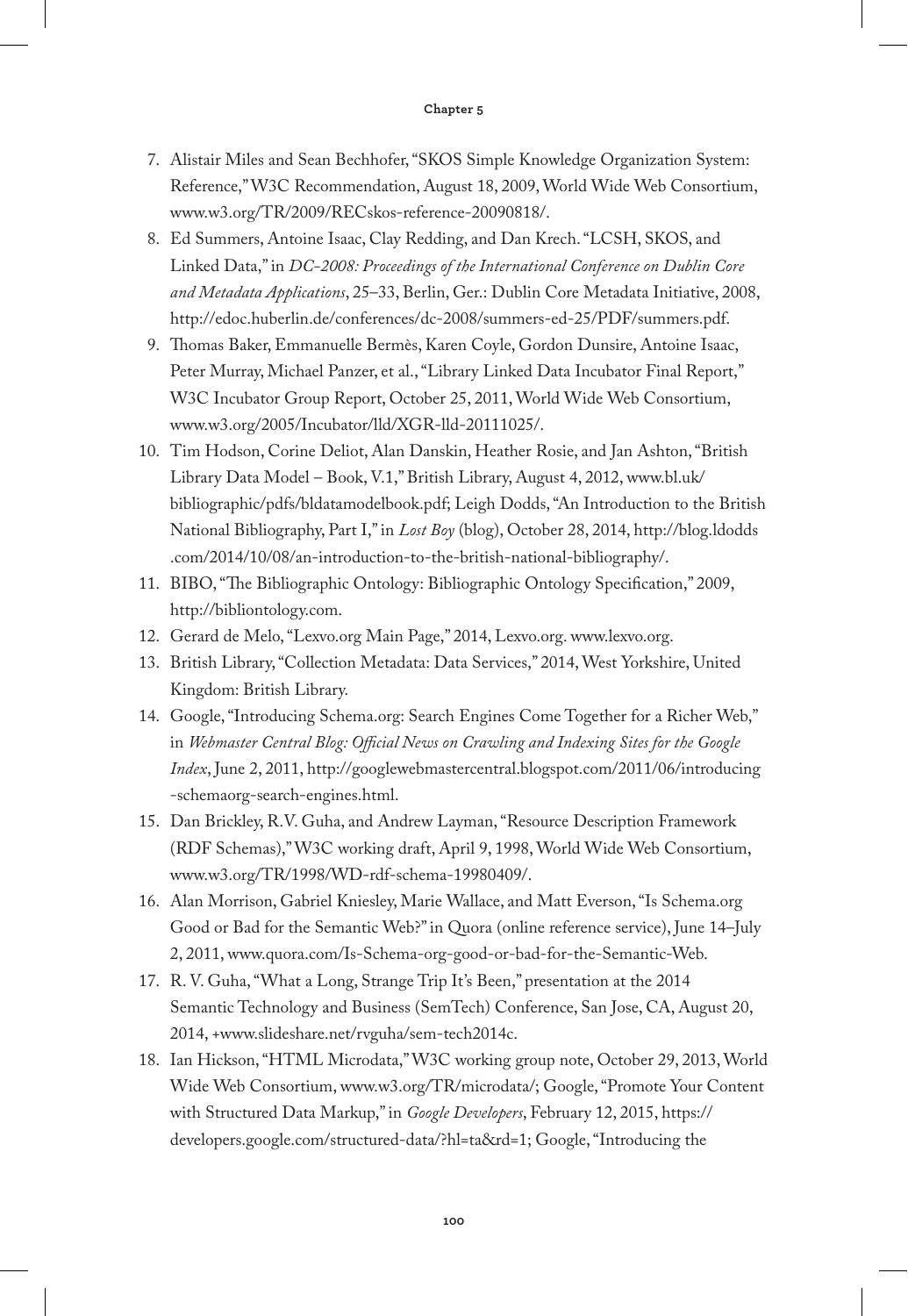7. Alistair Miles and Sean Bechhofer, "SKOS Simple Knowledge Organization System: Reference," W3C Recommendation, August 18, 2009, World Wide Web Consortium, www.w3.org/TR/2009/RECskos-reference-20090818/.
8. Ed Summers, Antoine Isaac, Clay Redding, and Dan Krech. "LCSH, SKOS, and Linked Data," in *DC-2008: Proceedings of the International Conference on Dublin Core and Metadata Applications*, 25–33, Berlin, Ger.: Dublin Core Metadata Initiative, 2008, http://edoc.huberlin.de/conferences/dc-2008/summers-ed-25/PDF/summers.pdf.
9. Thomas Baker, Emmanuelle Bermès, Karen Coyle, Gordon Dunsire, Antoine Isaac, Peter Murray, Michael Panzer, et al., "Library Linked Data Incubator Final Report," W3C Incubator Group Report, October 25, 2011, World Wide Web Consortium, www.w3.org/2005/Incubator/lld/XGR-lld-20111025/.
10. Tim Hodson, Corine Deliot, Alan Danskin, Heather Rosie, and Jan Ashton, "British Library Data Model – Book, V.1," British Library, August 4, 2012, www.bl.uk/bibliographic/pdfs/bldatamodelbook.pdf; Leigh Dodds, "An Introduction to the British National Bibliography, Part I," in *Lost Boy* (blog), October 28, 2014, http://blog.ldodds.com/2014/10/08/an-introduction-to-the-british-national-bibliography/.
11. BIBO, "The Bibliographic Ontology: Bibliographic Ontology Specification," 2009, http://bibliontology.com.
12. Gerard de Melo, "Lexvo.org Main Page," 2014, Lexvo.org. www.lexvo.org.
13. British Library, "Collection Metadata: Data Services," 2014, West Yorkshire, United Kingdom: British Library.
14. Google, "Introducing Schema.org: Search Engines Come Together for a Richer Web," in *Webmaster Central Blog: Official News on Crawling and Indexing Sites for the Google Index*, June 2, 2011, http://googlewebmastercentral.blogspot.com/2011/06/introducing-schemaorg-search-engines.html.
15. Dan Brickley, R.V. Guha, and Andrew Layman, "Resource Description Framework (RDF Schemas)," W3C working draft, April 9, 1998, World Wide Web Consortium, www.w3.org/TR/1998/WD-rdf-schema-19980409/.
16. Alan Morrison, Gabriel Kniesley, Marie Wallace, and Matt Everson, "Is Schema.org Good or Bad for the Semantic Web?" in Quora (online reference service), June 14–July 2, 2011, www.quora.com/Is-Schema-org-good-or-bad-for-the-Semantic-Web.
17. R. V. Guha, "What a Long, Strange Trip It's Been," presentation at the 2014 Semantic Technology and Business (SemTech) Conference, San Jose, CA, August 20, 2014, +www.slideshare.net/rvguha/sem-tech2014c.
18. Ian Hickson, "HTML Microdata," W3C working group note, October 29, 2013, World Wide Web Consortium, www.w3.org/TR/microdata/; Google, "Promote Your Content with Structured Data Markup," in *Google Developers*, February 12, 2015, https://developers.google.com/structured-data/?hl=ta&rd=1; Google, "Introducing the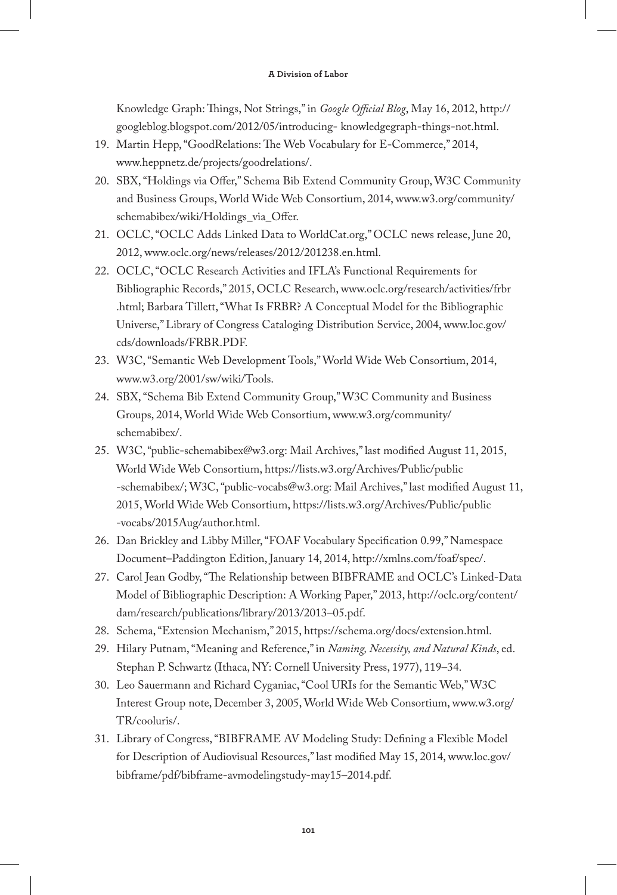Knowledge Graph: Things, Not Strings," in *Google Official Blog*, May 16, 2012, http://googleblog.blogspot.com/2012/05/introducing- knowledgegraph-things-not.html.

19. Martin Hepp, "GoodRelations: The Web Vocabulary for E-Commerce," 2014, www.heppnetz.de/projects/goodrelations/.
20. SBX, "Holdings via Offer," Schema Bib Extend Community Group, W3C Community and Business Groups, World Wide Web Consortium, 2014, www.w3.org/community/schemabibex/wiki/Holdings_via_Offer.
21. OCLC, "OCLC Adds Linked Data to WorldCat.org," OCLC news release, June 20, 2012, www.oclc.org/news/releases/2012/201238.en.html.
22. OCLC, "OCLC Research Activities and IFLA's Functional Requirements for Bibliographic Records," 2015, OCLC Research, www.oclc.org/research/activities/frbr.html; Barbara Tillett, "What Is FRBR? A Conceptual Model for the Bibliographic Universe," Library of Congress Cataloging Distribution Service, 2004, www.loc.gov/cds/downloads/FRBR.PDF.
23. W3C, "Semantic Web Development Tools," World Wide Web Consortium, 2014, www.w3.org/2001/sw/wiki/Tools.
24. SBX, "Schema Bib Extend Community Group," W3C Community and Business Groups, 2014, World Wide Web Consortium, www.w3.org/community/schemabibex/.
25. W3C, "public-schemabibex@w3.org: Mail Archives," last modified August 11, 2015, World Wide Web Consortium, https://lists.w3.org/Archives/Public/public-schemabibex/; W3C, "public-vocabs@w3.org: Mail Archives," last modified August 11, 2015, World Wide Web Consortium, https://lists.w3.org/Archives/Public/public-vocabs/2015Aug/author.html.
26. Dan Brickley and Libby Miller, "FOAF Vocabulary Specification 0.99," Namespace Document–Paddington Edition, January 14, 2014, http://xmlns.com/foaf/spec/.
27. Carol Jean Godby, "The Relationship between BIBFRAME and OCLC's Linked-Data Model of Bibliographic Description: A Working Paper," 2013, http://oclc.org/content/dam/research/publications/library/2013/2013–05.pdf.
28. Schema, "Extension Mechanism," 2015, https://schema.org/docs/extension.html.
29. Hilary Putnam, "Meaning and Reference," in *Naming, Necessity, and Natural Kinds*, ed. Stephan P. Schwartz (Ithaca, NY: Cornell University Press, 1977), 119–34.
30. Leo Sauermann and Richard Cyganiac, "Cool URIs for the Semantic Web," W3C Interest Group note, December 3, 2005, World Wide Web Consortium, www.w3.org/TR/cooluris/.
31. Library of Congress, "BIBFRAME AV Modeling Study: Defining a Flexible Model for Description of Audiovisual Resources," last modified May 15, 2014, www.loc.gov/bibframe/pdf/bibframe-avmodelingstudy-may15–2014.pdf.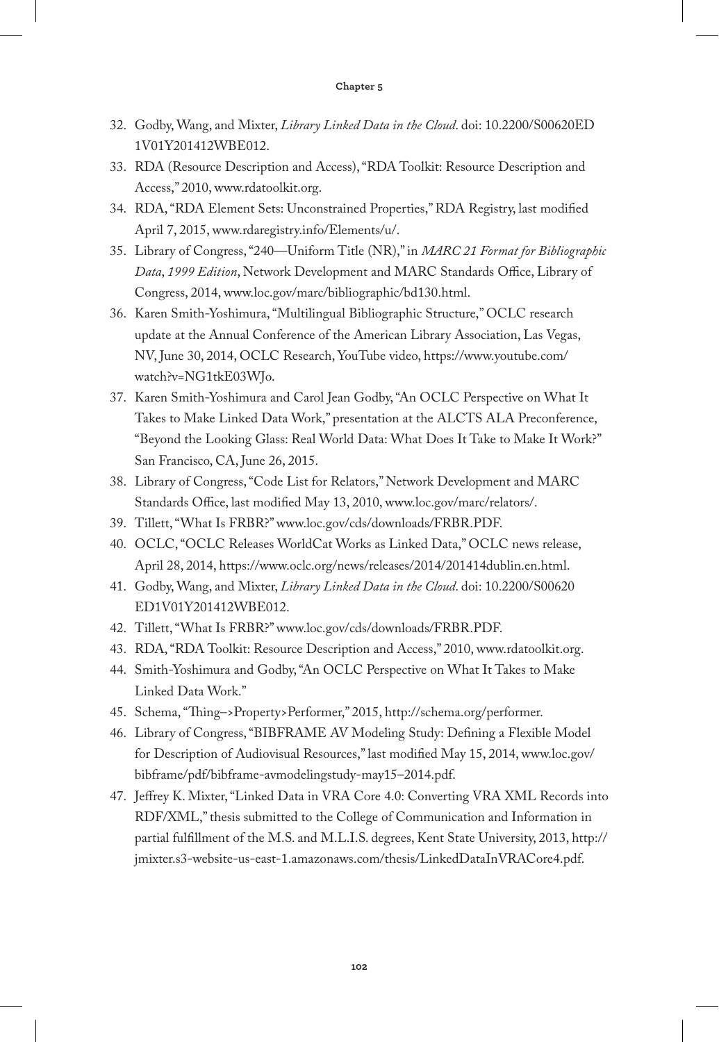32. Godby, Wang, and Mixter, *Library Linked Data in the Cloud*. doi: 10.2200/S00620ED1V01Y201412WBE012.
33. RDA (Resource Description and Access), "RDA Toolkit: Resource Description and Access," 2010, www.rdatoolkit.org.
34. RDA, "RDA Element Sets: Unconstrained Properties," RDA Registry, last modified April 7, 2015, www.rdaregistry.info/Elements/u/.
35. Library of Congress, "240—Uniform Title (NR)," in *MARC 21 Format for Bibliographic Data*, *1999 Edition*, Network Development and MARC Standards Office, Library of Congress, 2014, www.loc.gov/marc/bibliographic/bd130.html.
36. Karen Smith-Yoshimura, "Multilingual Bibliographic Structure," OCLC research update at the Annual Conference of the American Library Association, Las Vegas, NV, June 30, 2014, OCLC Research, YouTube video, https://www.youtube.com/watch?v=NG1tkE03WJo.
37. Karen Smith-Yoshimura and Carol Jean Godby, "An OCLC Perspective on What It Takes to Make Linked Data Work," presentation at the ALCTS ALA Preconference, "Beyond the Looking Glass: Real World Data: What Does It Take to Make It Work?" San Francisco, CA, June 26, 2015.
38. Library of Congress, "Code List for Relators," Network Development and MARC Standards Office, last modified May 13, 2010, www.loc.gov/marc/relators/.
39. Tillett, "What Is FRBR?" www.loc.gov/cds/downloads/FRBR.PDF.
40. OCLC, "OCLC Releases WorldCat Works as Linked Data," OCLC news release, April 28, 2014, https://www.oclc.org/news/releases/2014/201414dublin.en.html.
41. Godby, Wang, and Mixter, *Library Linked Data in the Cloud*. doi: 10.2200/S00620ED1V01Y201412WBE012.
42. Tillett, "What Is FRBR?" www.loc.gov/cds/downloads/FRBR.PDF.
43. RDA, "RDA Toolkit: Resource Description and Access," 2010, www.rdatoolkit.org.
44. Smith-Yoshimura and Godby, "An OCLC Perspective on What It Takes to Make Linked Data Work."
45. Schema, "Thing–>Property>Performer," 2015, http://schema.org/performer.
46. Library of Congress, "BIBFRAME AV Modeling Study: Defining a Flexible Model for Description of Audiovisual Resources," last modified May 15, 2014, www.loc.gov/bibframe/pdf/bibframe-avmodelingstudy-may15–2014.pdf.
47. Jeffrey K. Mixter, "Linked Data in VRA Core 4.0: Converting VRA XML Records into RDF/XML," thesis submitted to the College of Communication and Information in partial fulfillment of the M.S. and M.L.I.S. degrees, Kent State University, 2013, http://jmixter.s3-website-us-east-1.amazonaws.com/thesis/LinkedDataInVRACore4.pdf.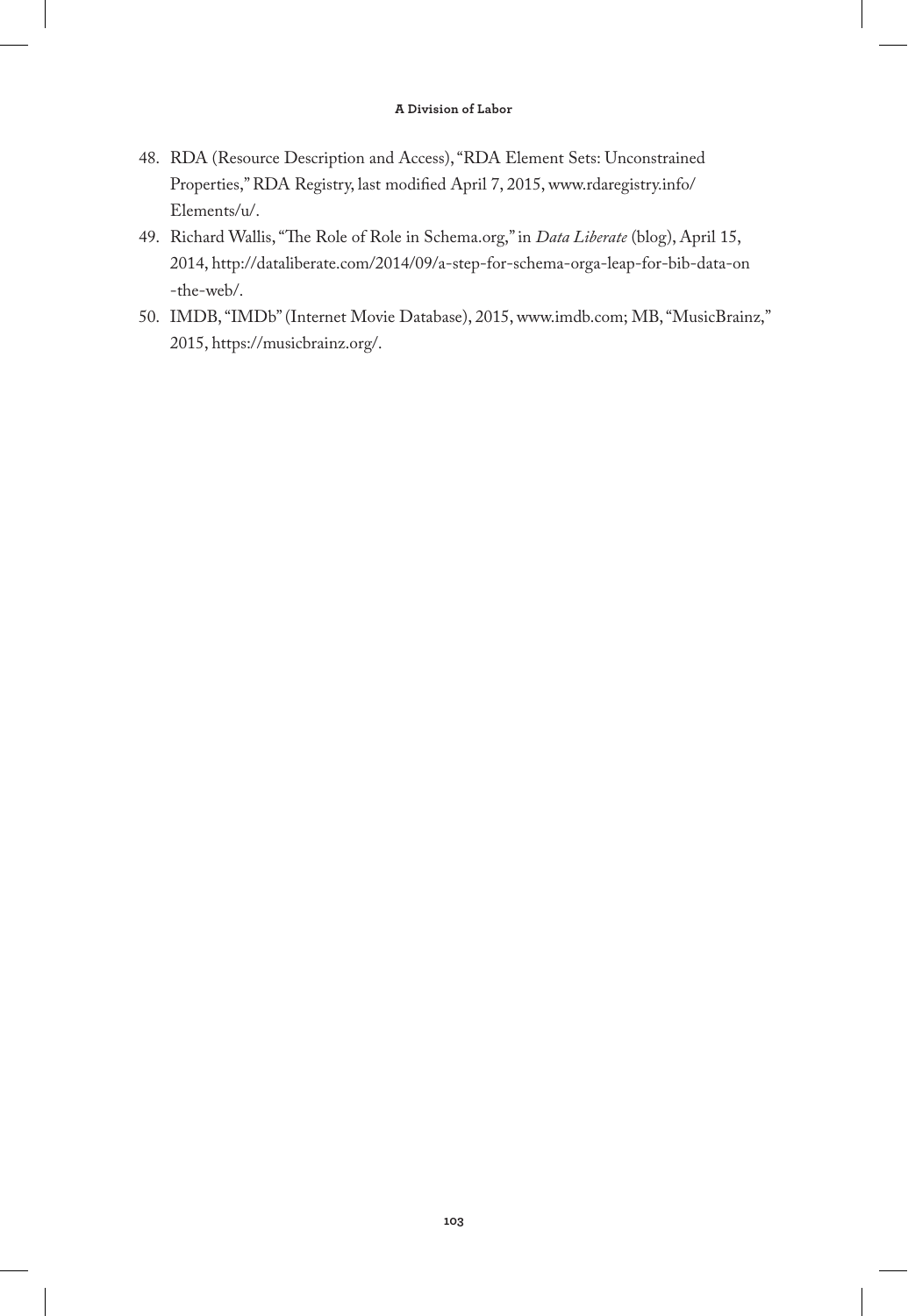48. RDA (Resource Description and Access), "RDA Element Sets: Unconstrained Properties," RDA Registry, last modified April 7, 2015, www.rdaregistry.info/Elements/u/.
49. Richard Wallis, "The Role of Role in Schema.org," in *Data Liberate* (blog), April 15, 2014, http://dataliberate.com/2014/09/a-step-for-schema-orga-leap-for-bib-data-on-the-web/.
50. IMDB, "IMDb" (Internet Movie Database), 2015, www.imdb.com; MB, "MusicBrainz," 2015, https://musicbrainz.org/.